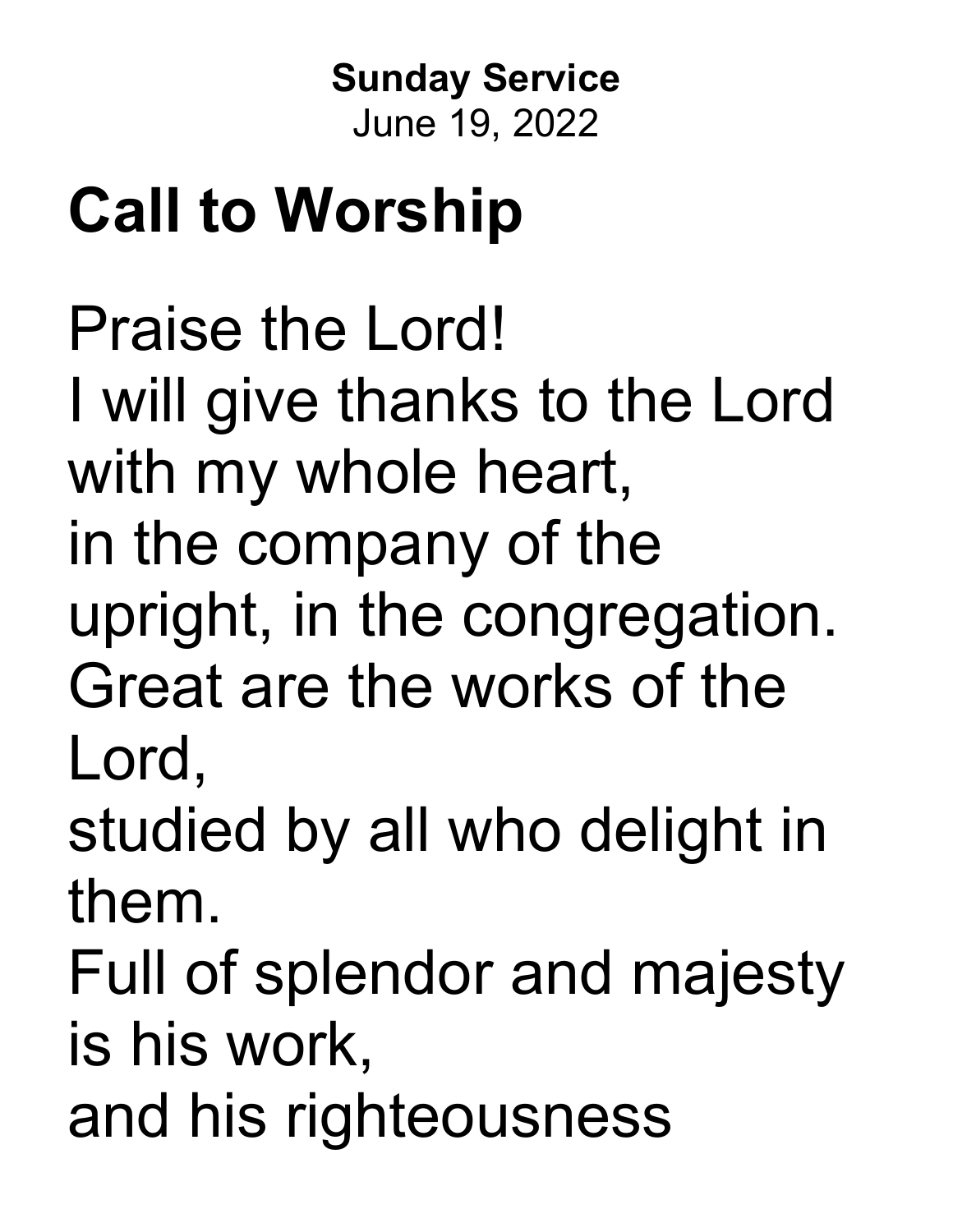**Sunday Service**
June 19, 2022

# Call to Worship

Praise the Lord!
I will give thanks to the Lord with my whole heart,
in the company of the upright, in the congregation.
Great are the works of the Lord,
studied by all who delight in them.
Full of splendor and majesty is his work,
and his righteousness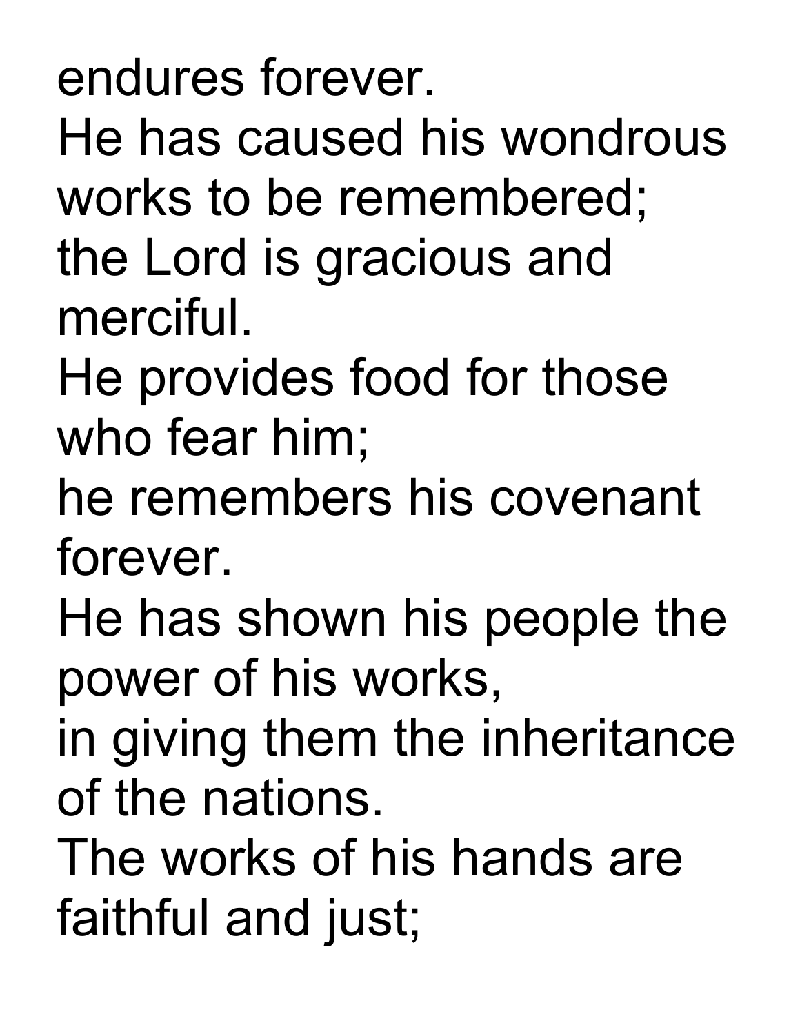endures forever.
He has caused his wondrous works to be remembered;
the Lord is gracious and merciful.
He provides food for those who fear him;
he remembers his covenant forever.
He has shown his people the power of his works,
in giving them the inheritance of the nations.
The works of his hands are faithful and just;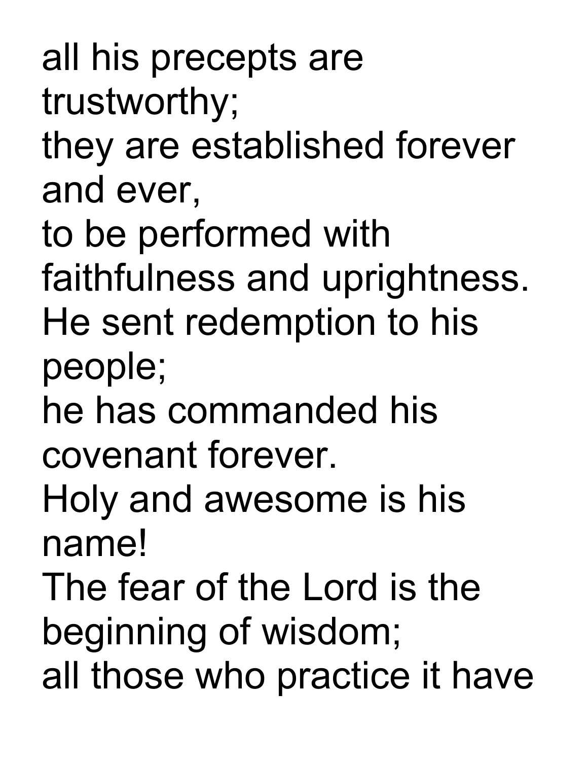all his precepts are trustworthy;
they are established forever and ever,
to be performed with faithfulness and uprightness.
He sent redemption to his people;
he has commanded his covenant forever.
Holy and awesome is his name!
The fear of the Lord is the beginning of wisdom;
all those who practice it have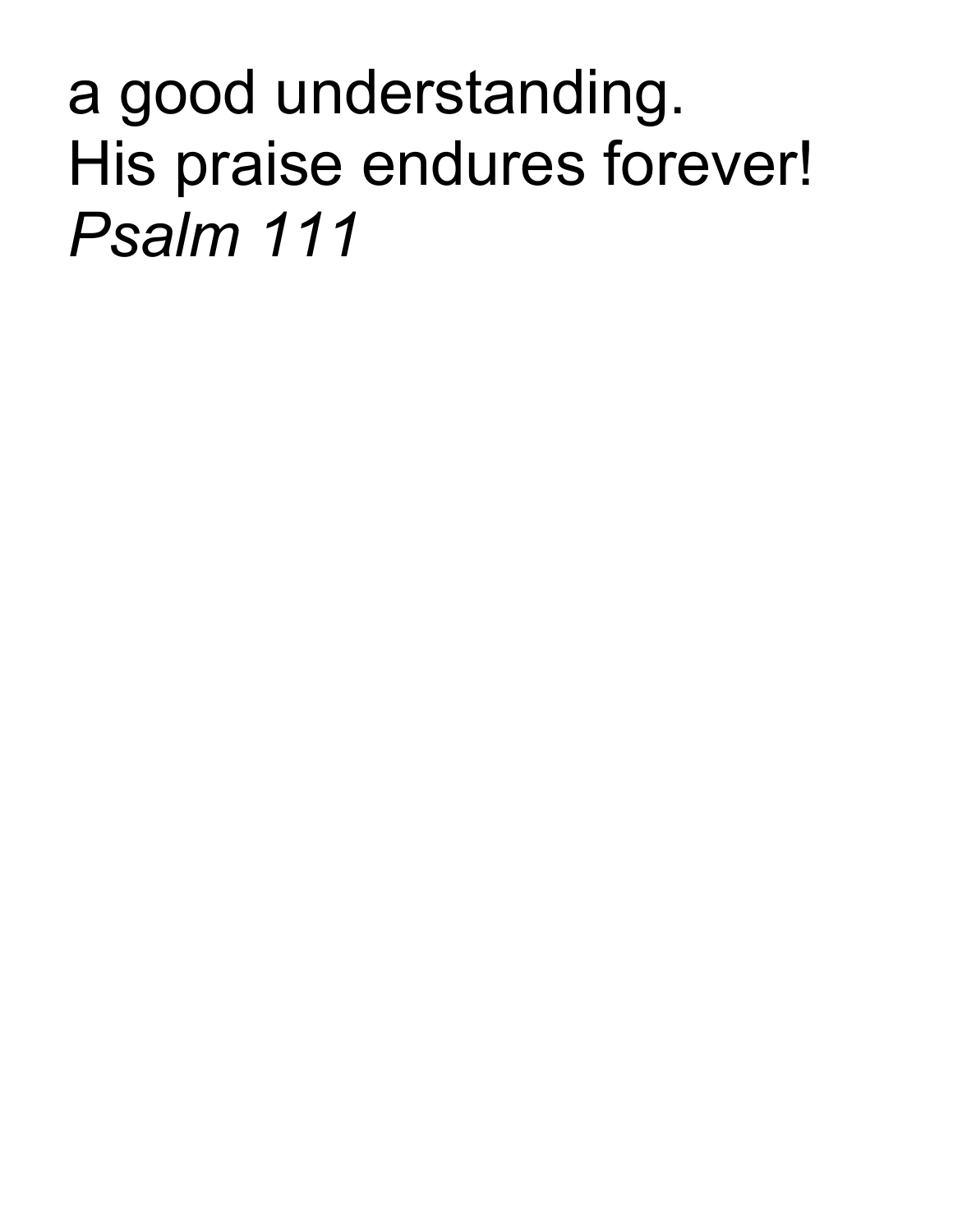a good understanding.
His praise endures forever!
*Psalm 111*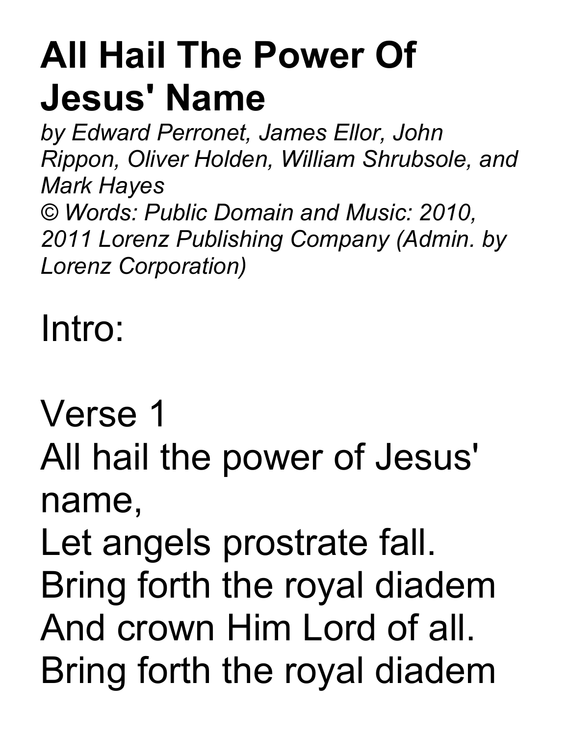# All Hail The Power Of Jesus' Name

*by Edward Perronet, James Ellor, John Rippon, Oliver Holden, William Shrubsole, and Mark Hayes*
*© Words: Public Domain and Music: 2010, 2011 Lorenz Publishing Company (Admin. by Lorenz Corporation)*

Intro:

Verse 1
All hail the power of Jesus' name,
Let angels prostrate fall.
Bring forth the royal diadem
And crown Him Lord of all.
Bring forth the royal diadem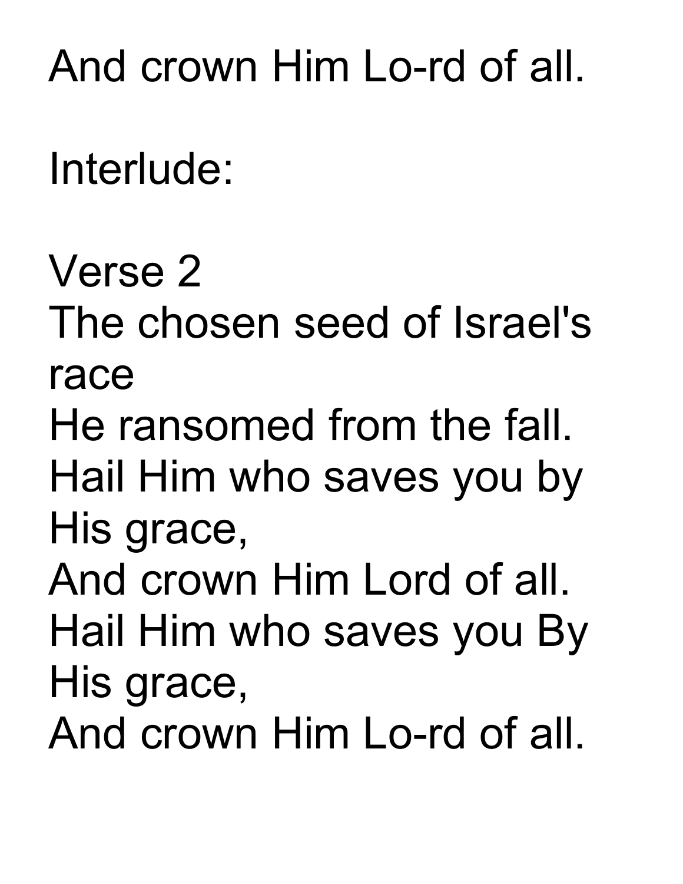And crown Him Lo-rd of all.

Interlude:

Verse 2
The chosen seed of Israel's race
He ransomed from the fall.
Hail Him who saves you by His grace,
And crown Him Lord of all.
Hail Him who saves you By His grace,
And crown Him Lo-rd of all.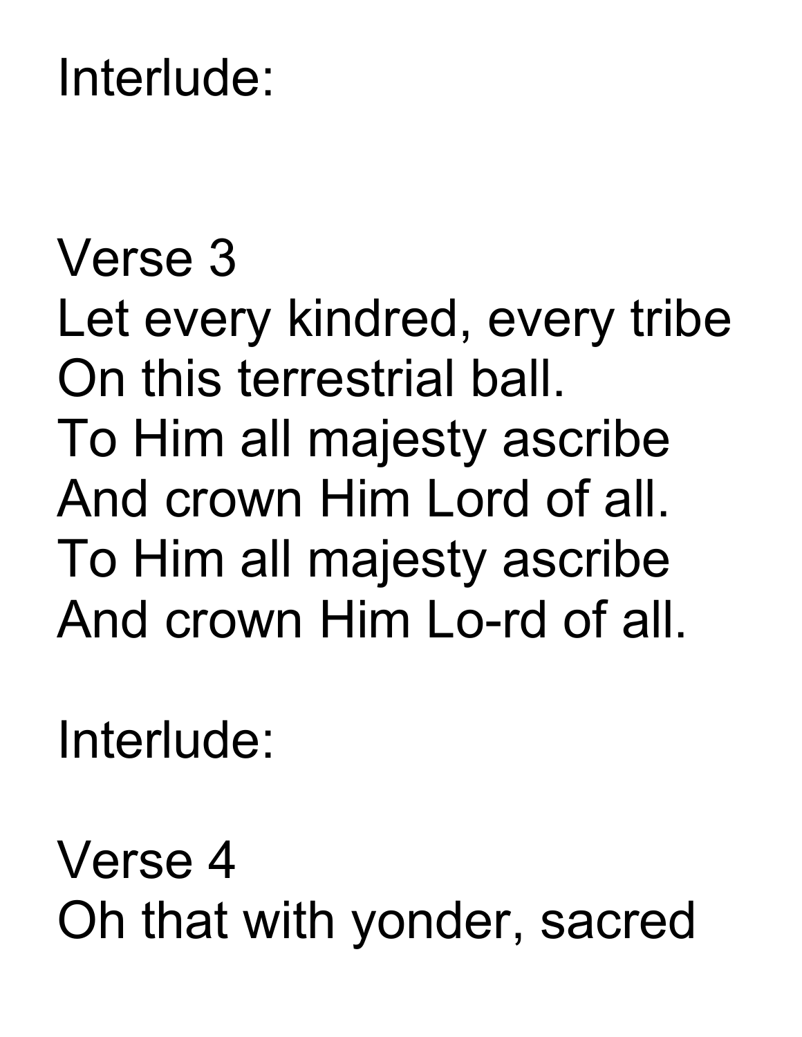Interlude:

Verse 3
Let every kindred, every tribe
On this terrestrial ball.
To Him all majesty ascribe
And crown Him Lord of all.
To Him all majesty ascribe
And crown Him Lo-rd of all.

Interlude:

Verse 4
Oh that with yonder, sacred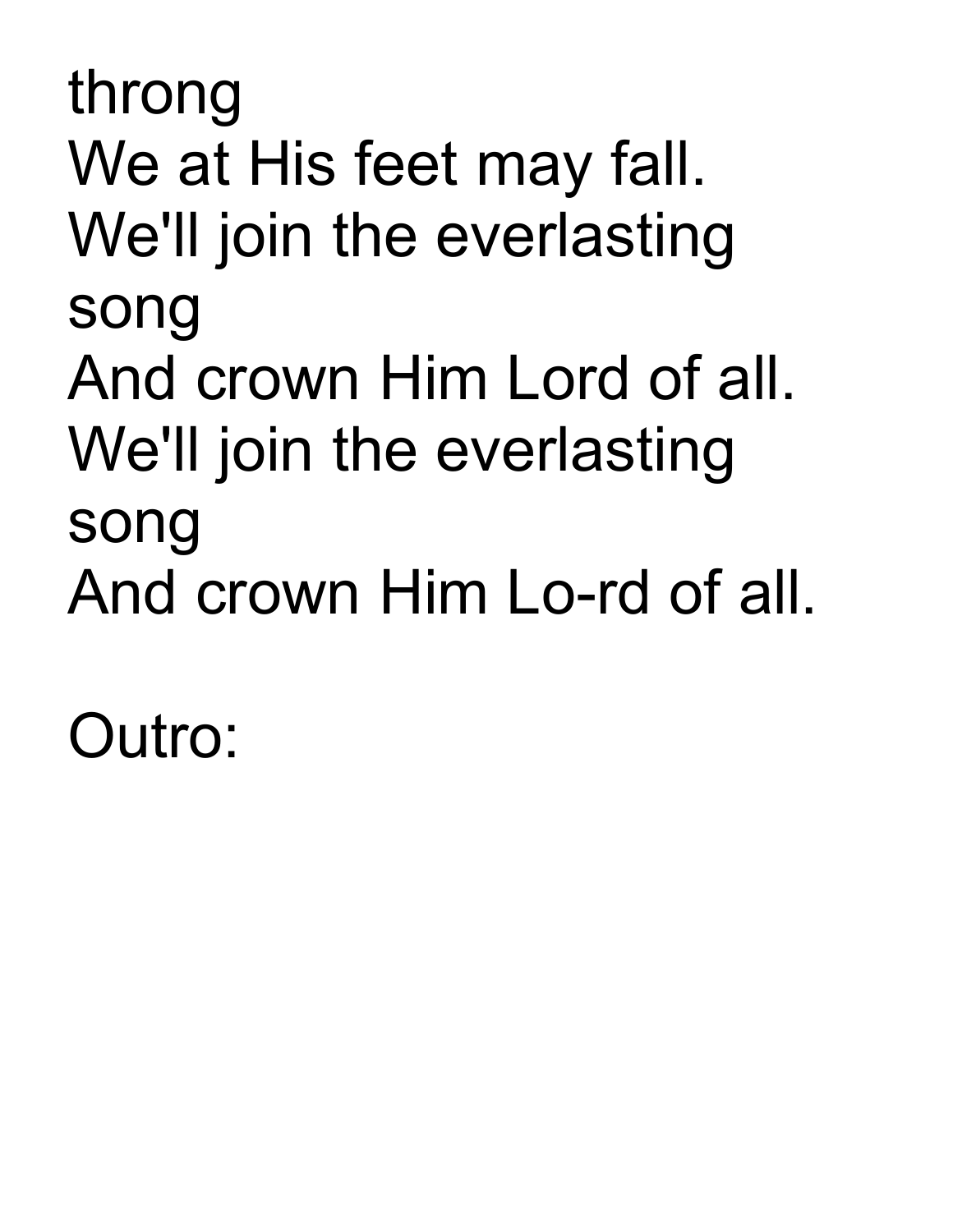throng
We at His feet may fall.
We'll join the everlasting song
And crown Him Lord of all.
We'll join the everlasting song
And crown Him Lo-rd of all.

Outro: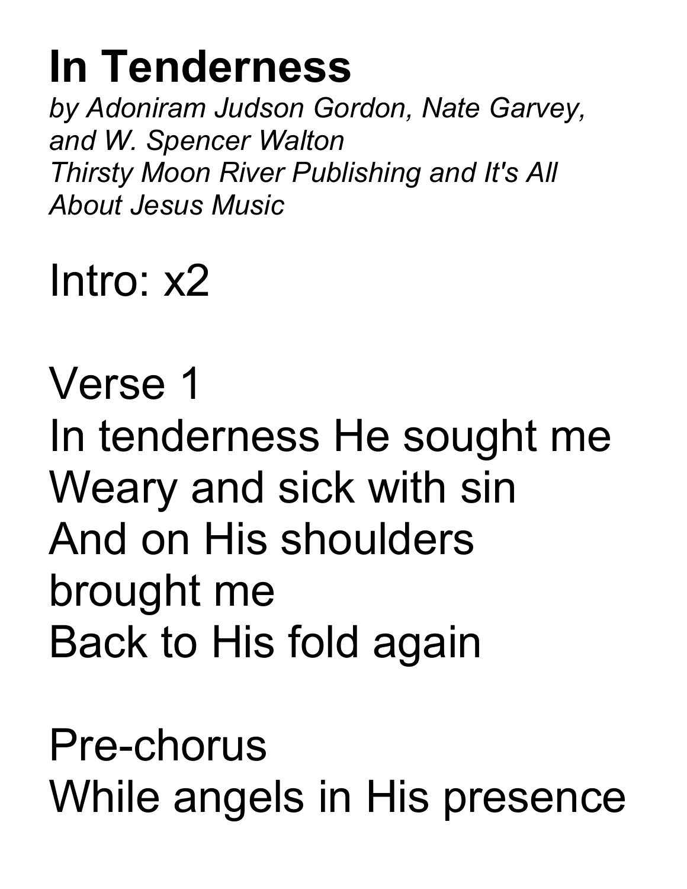# In Tenderness

*by Adoniram Judson Gordon, Nate Garvey, and W. Spencer Walton*
*Thirsty Moon River Publishing and It's All About Jesus Music*

Intro: x2

Verse 1
In tenderness He sought me
Weary and sick with sin
And on His shoulders brought me
Back to His fold again

Pre-chorus
While angels in His presence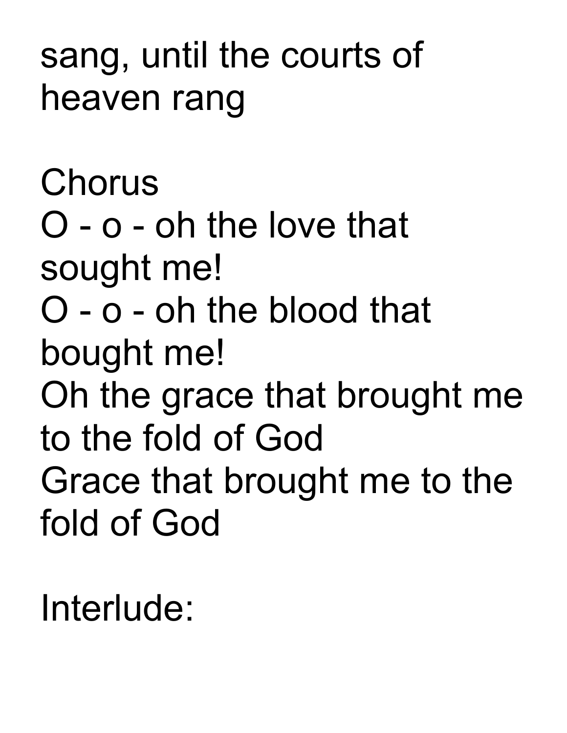sang, until the courts of heaven rang

Chorus
O - o - oh the love that sought me!
O - o - oh the blood that bought me!
Oh the grace that brought me to the fold of God
Grace that brought me to the fold of God

Interlude: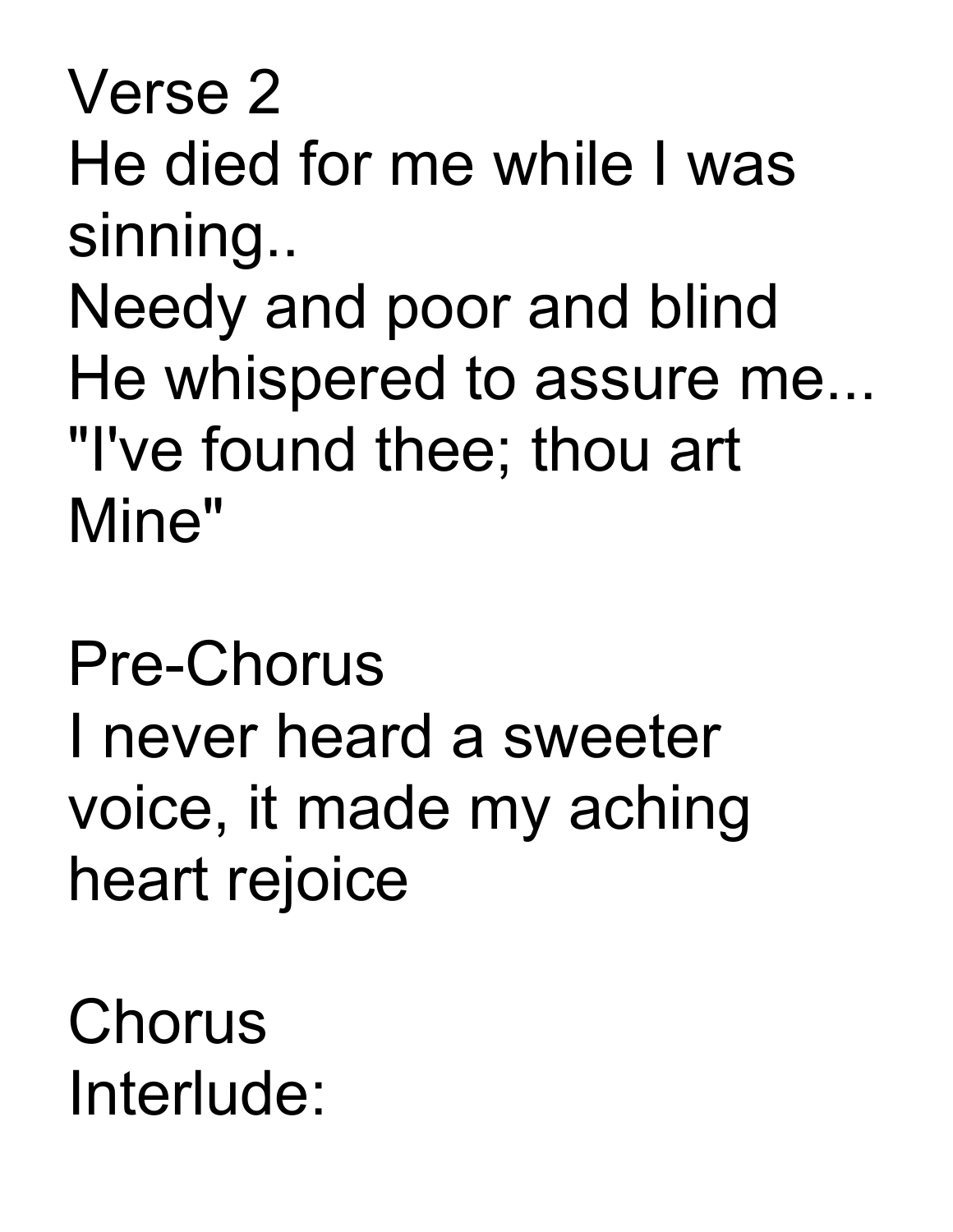Verse 2

He died for me while I was sinning..

Needy and poor and blind

He whispered to assure me...

"I've found thee; thou art Mine"

Pre-Chorus

I never heard a sweeter voice, it made my aching heart rejoice

Chorus

Interlude: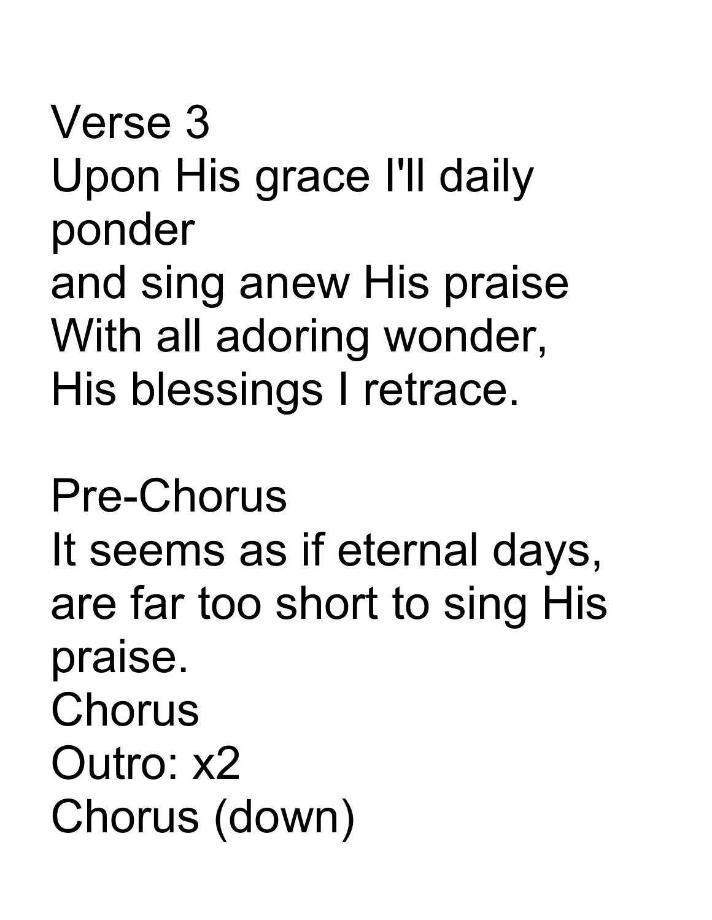Verse 3
Upon His grace I'll daily ponder
and sing anew His praise
With all adoring wonder,
His blessings I retrace.

Pre-Chorus
It seems as if eternal days,
are far too short to sing His praise.
Chorus
Outro: x2
Chorus (down)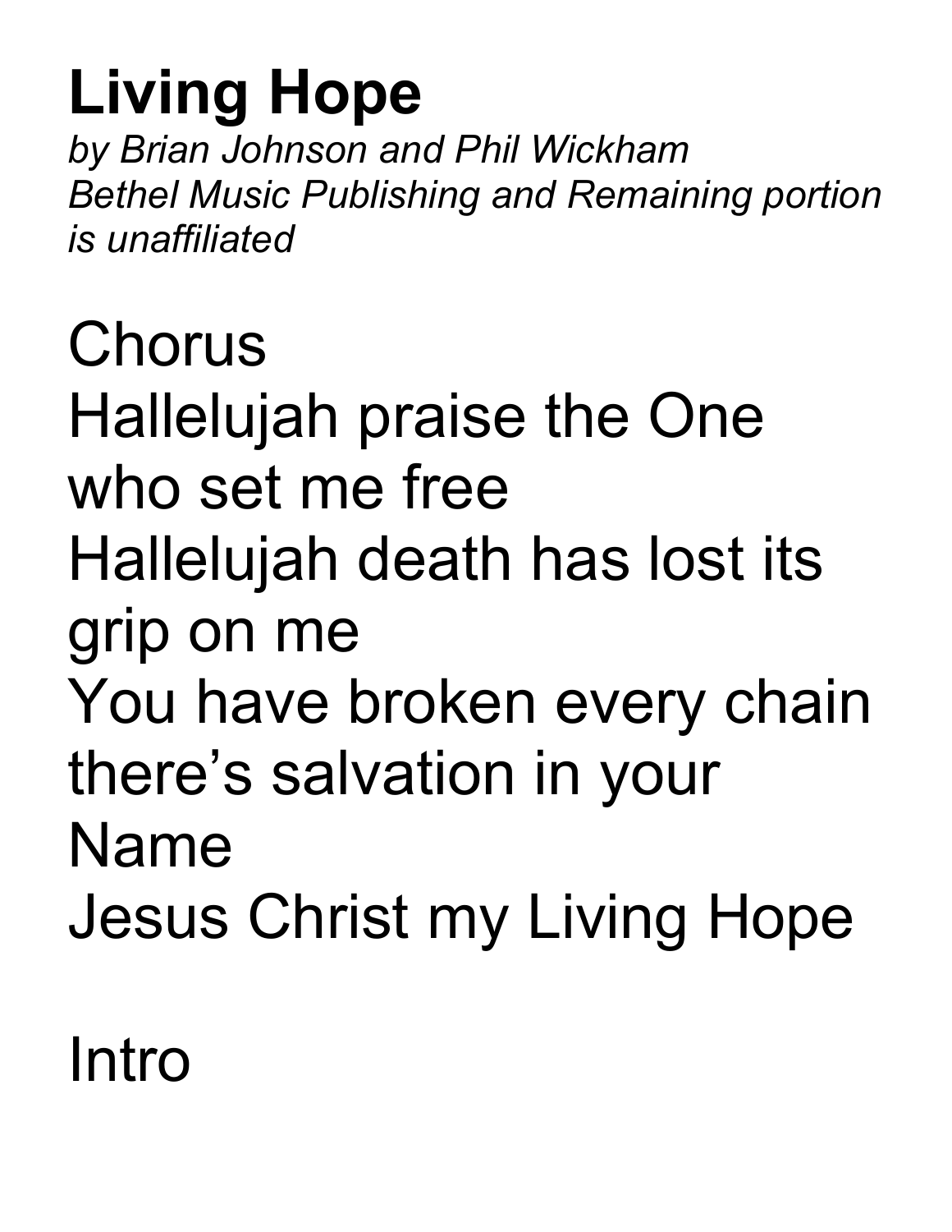# Living Hope

*by Brian Johnson and Phil Wickham*
*Bethel Music Publishing and Remaining portion is unaffiliated*

Chorus
Hallelujah praise the One who set me free
Hallelujah death has lost its grip on me
You have broken every chain there's salvation in your Name
Jesus Christ my Living Hope

Intro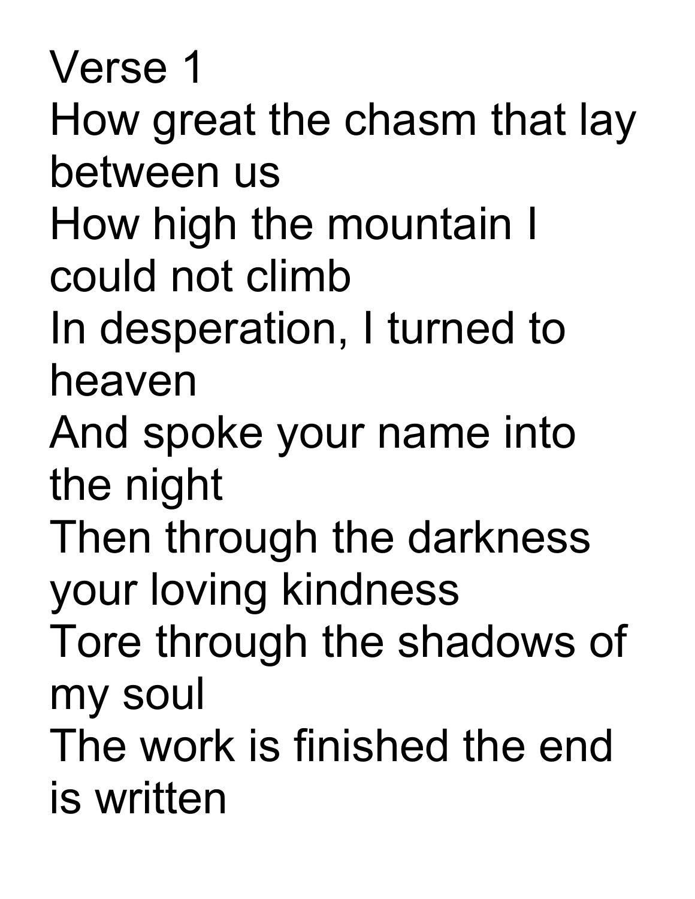Verse 1

How great the chasm that lay between us
How high the mountain I could not climb
In desperation, I turned to heaven
And spoke your name into the night
Then through the darkness your loving kindness
Tore through the shadows of my soul
The work is finished the end is written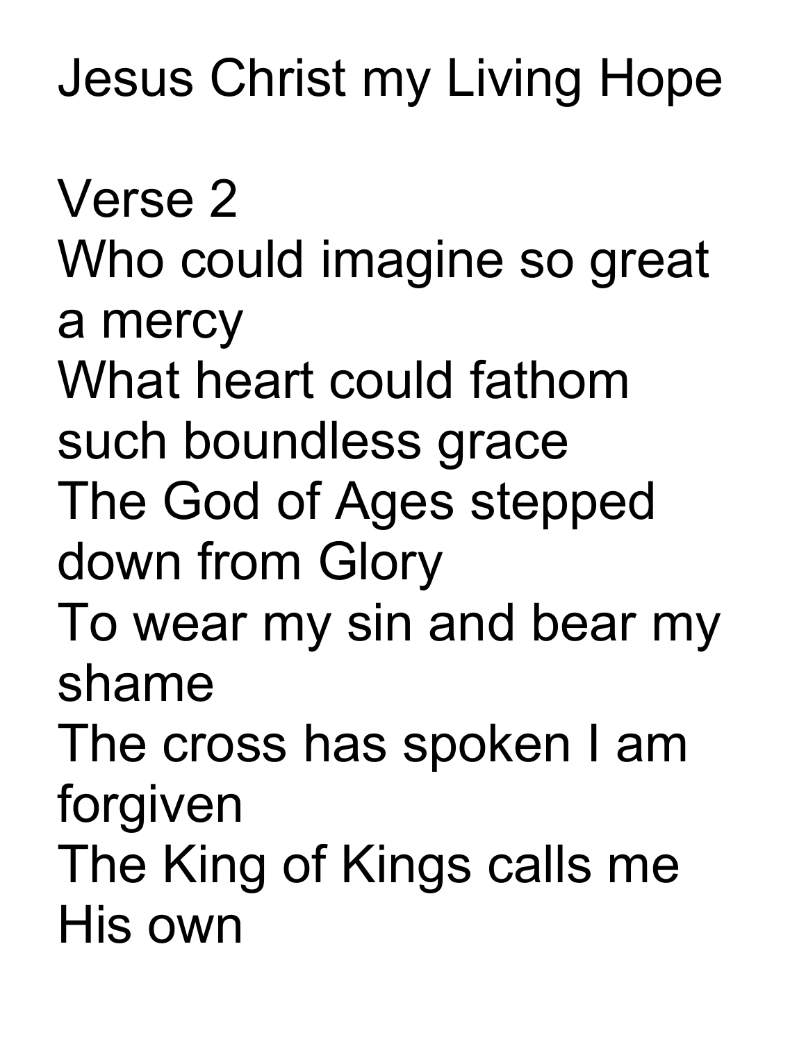# Jesus Christ my Living Hope

## Verse 2

Who could imagine so great a mercy
What heart could fathom such boundless grace
The God of Ages stepped down from Glory
To wear my sin and bear my shame
The cross has spoken I am forgiven
The King of Kings calls me His own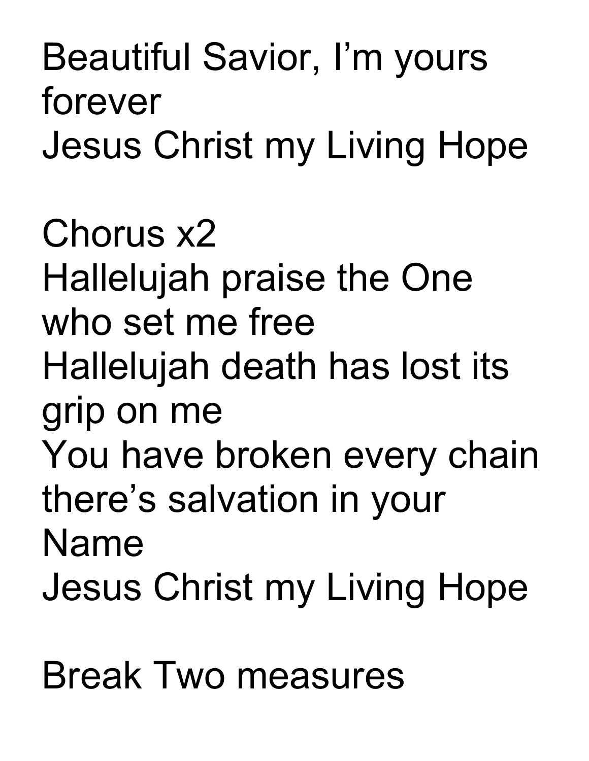Beautiful Savior, I'm yours forever
Jesus Christ my Living Hope

Chorus x2
Hallelujah praise the One who set me free
Hallelujah death has lost its grip on me
You have broken every chain there's salvation in your Name
Jesus Christ my Living Hope

Break Two measures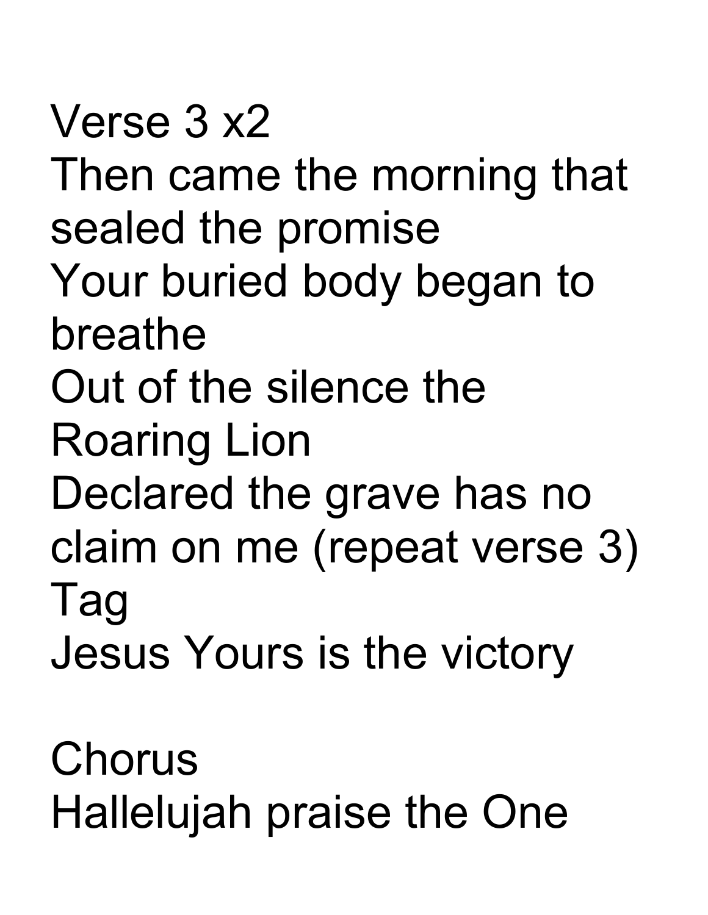Verse 3 x2

Then came the morning that sealed the promise
Your buried body began to breathe
Out of the silence the Roaring Lion
Declared the grave has no claim on me (repeat verse 3)

Tag

Jesus Yours is the victory

Chorus

Hallelujah praise the One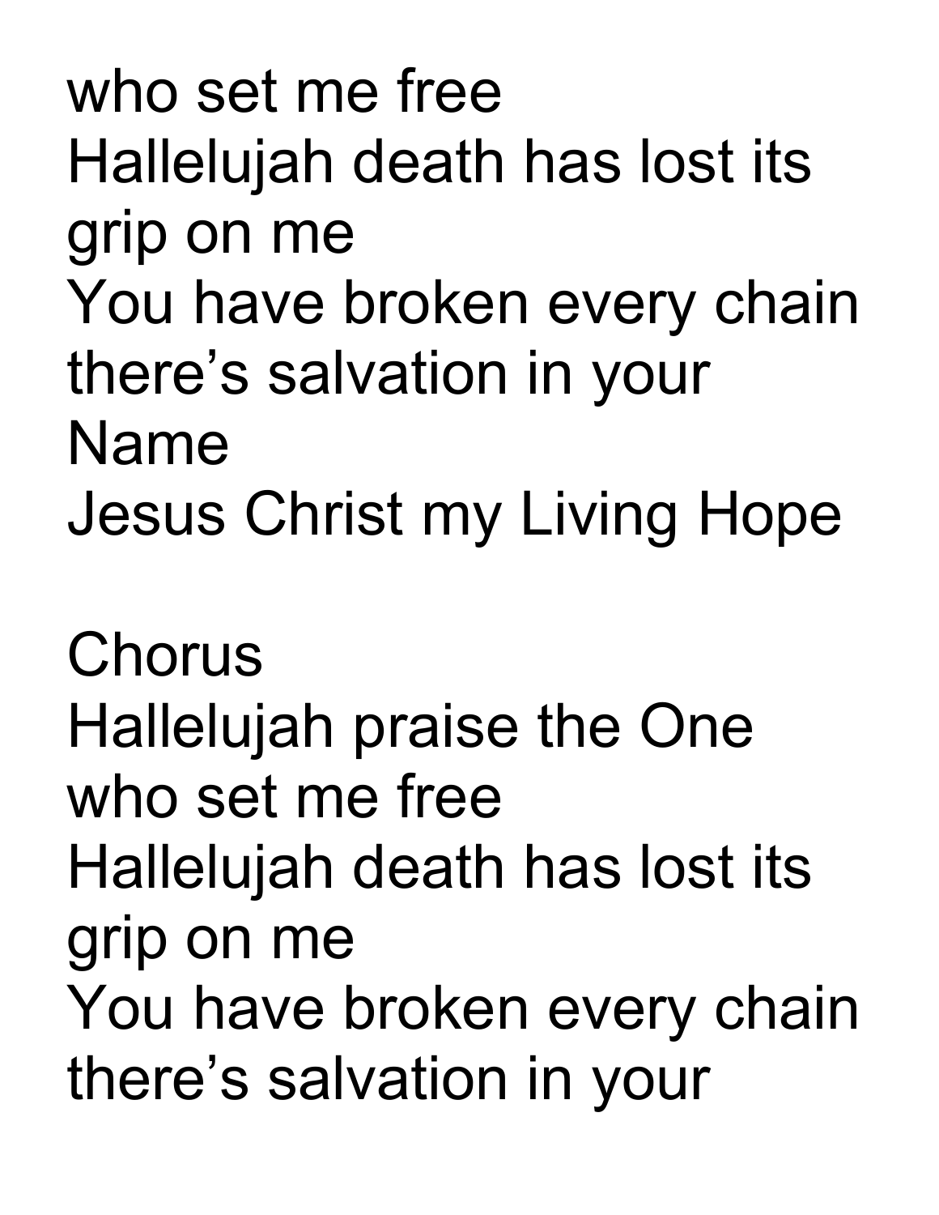who set me free
Hallelujah death has lost its grip on me
You have broken every chain there's salvation in your Name
Jesus Christ my Living Hope

Chorus
Hallelujah praise the One who set me free
Hallelujah death has lost its grip on me
You have broken every chain there's salvation in your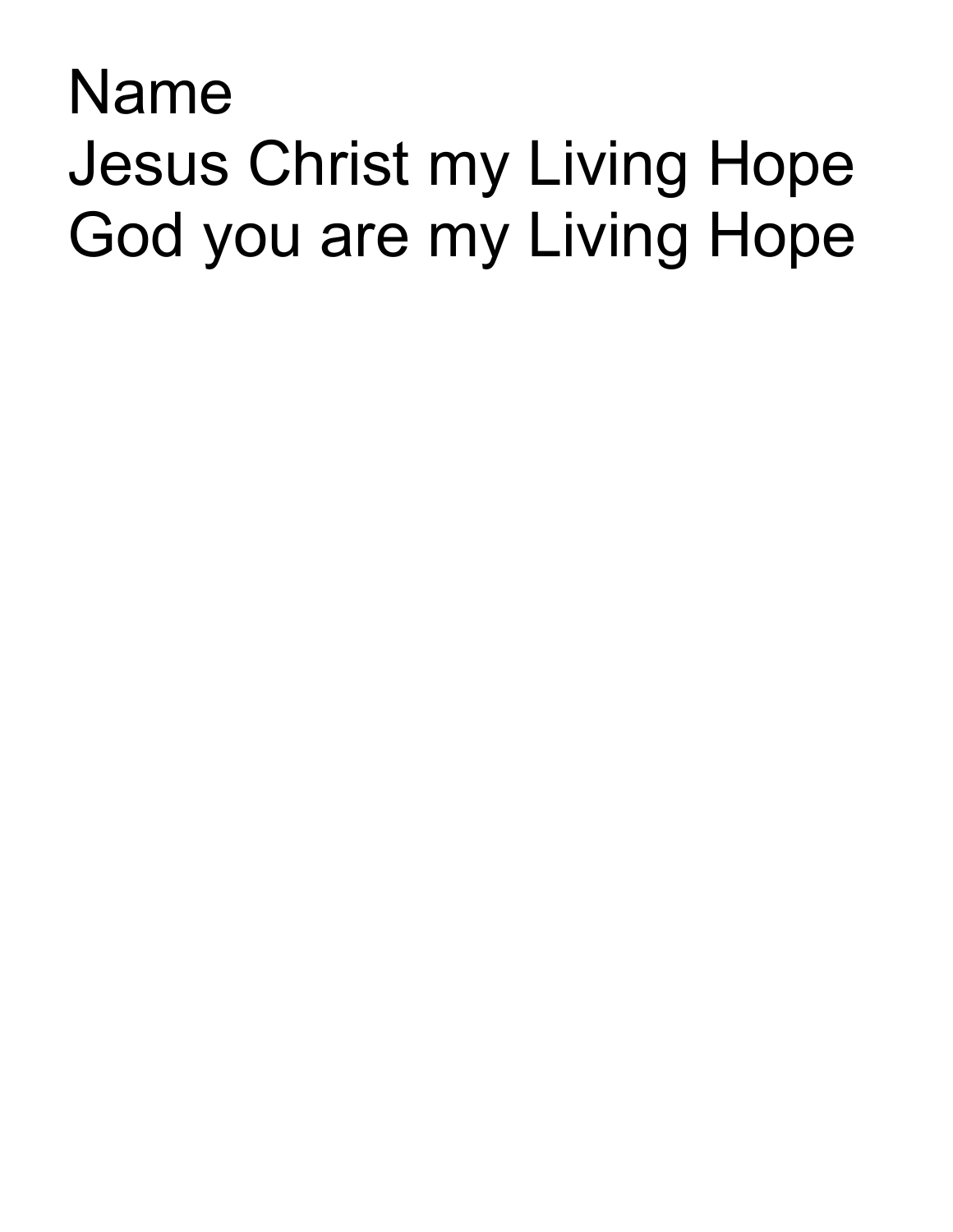Name
Jesus Christ my Living Hope
God you are my Living Hope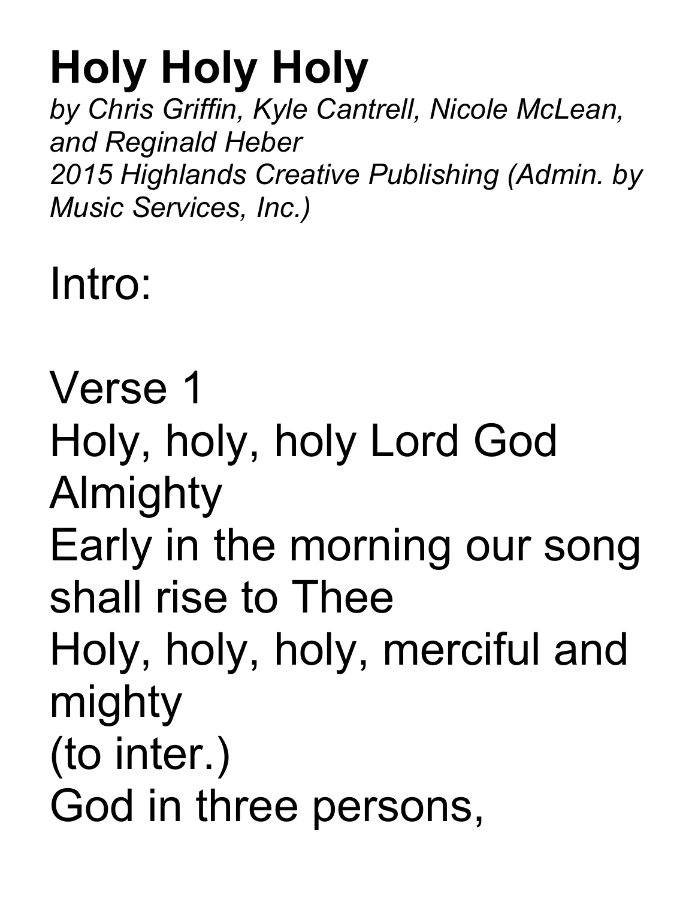# Holy Holy Holy

*by Chris Griffin, Kyle Cantrell, Nicole McLean, and Reginald Heber*
*2015 Highlands Creative Publishing (Admin. by Music Services, Inc.)*

Intro:

Verse 1
Holy, holy, holy Lord God Almighty
Early in the morning our song shall rise to Thee
Holy, holy, holy, merciful and mighty
(to inter.)
God in three persons,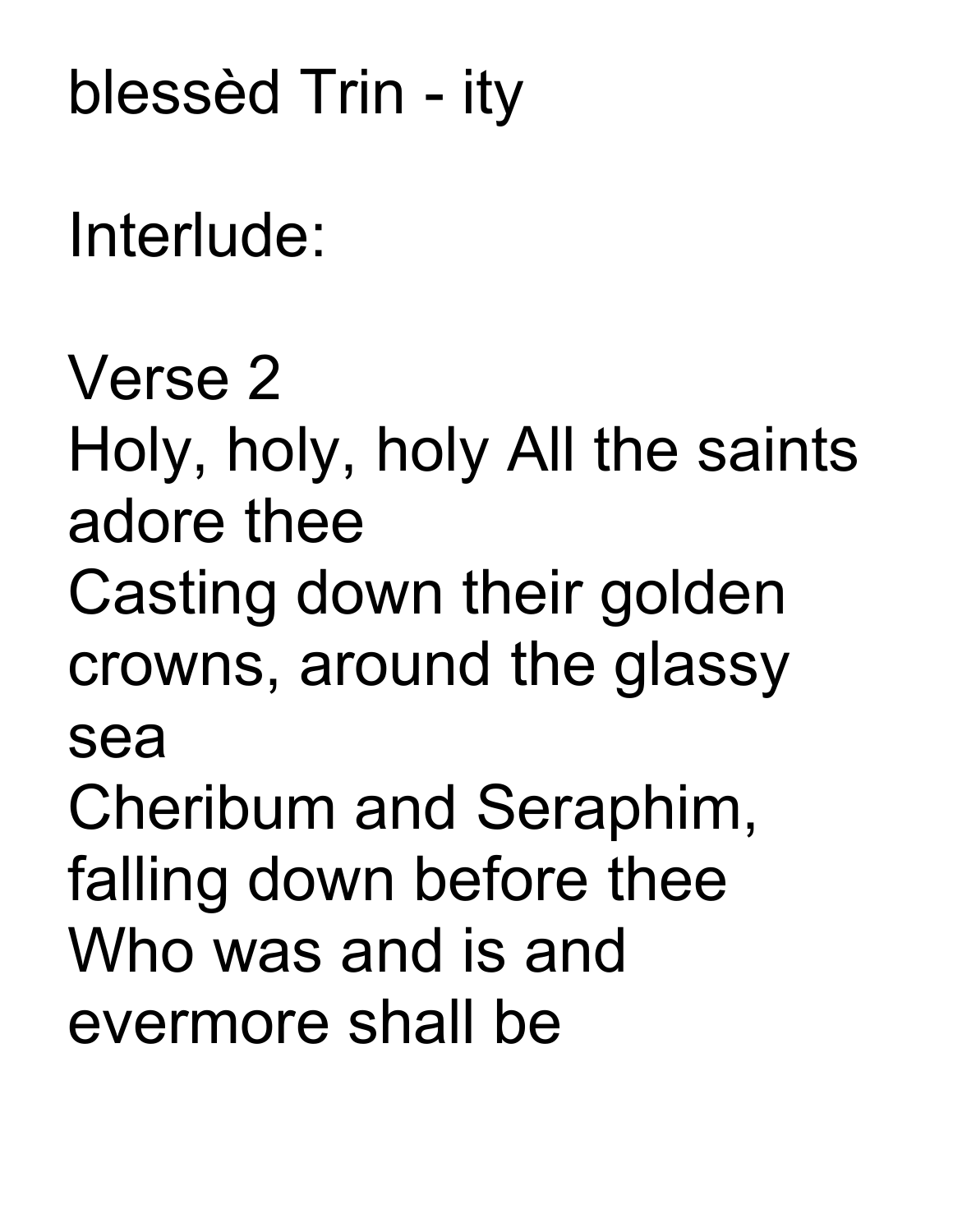blessèd Trin - ity

Interlude:

Verse 2
Holy, holy, holy All the saints adore thee
Casting down their golden crowns, around the glassy sea
Cheribum and Seraphim, falling down before thee
Who was and is and evermore shall be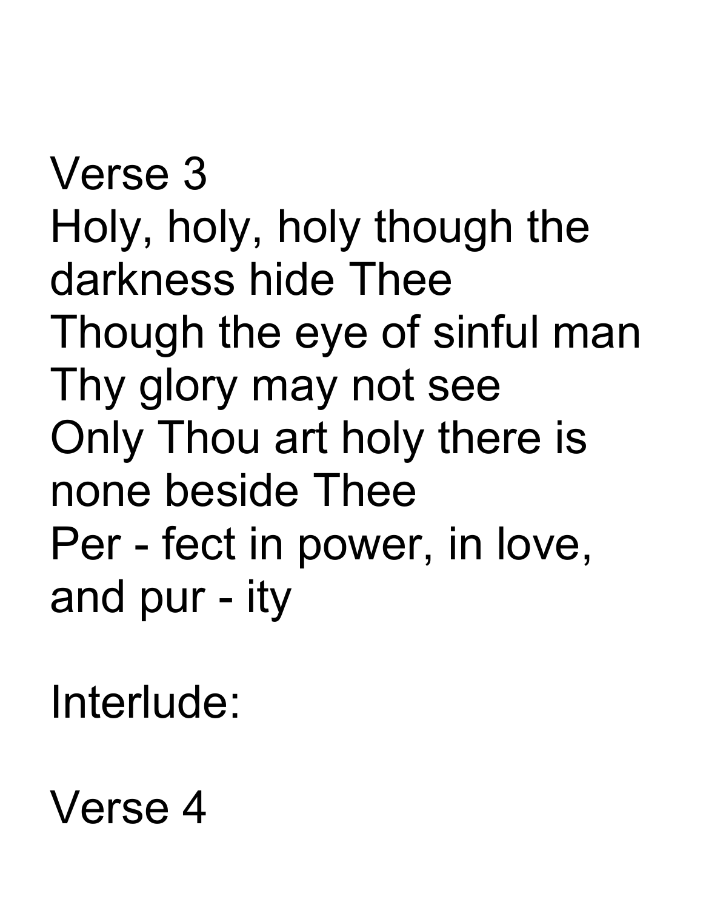Verse 3

Holy, holy, holy though the darkness hide Thee
Though the eye of sinful man Thy glory may not see
Only Thou art holy there is none beside Thee
Per - fect in power, in love, and pur - ity

Interlude:

Verse 4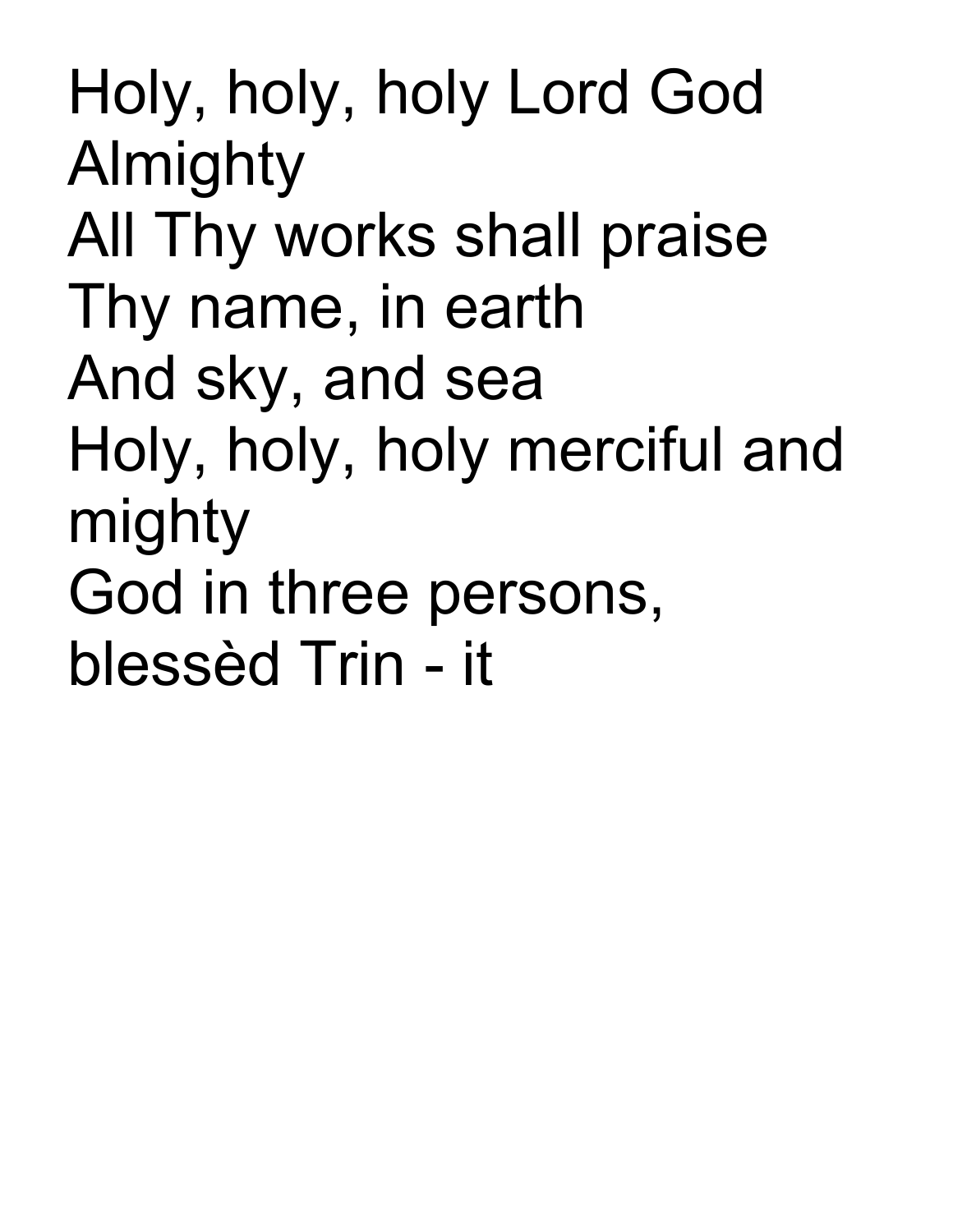Holy, holy, holy Lord God Almighty
All Thy works shall praise Thy name, in earth
And sky, and sea
Holy, holy, holy merciful and mighty
God in three persons, blessèd Trin - it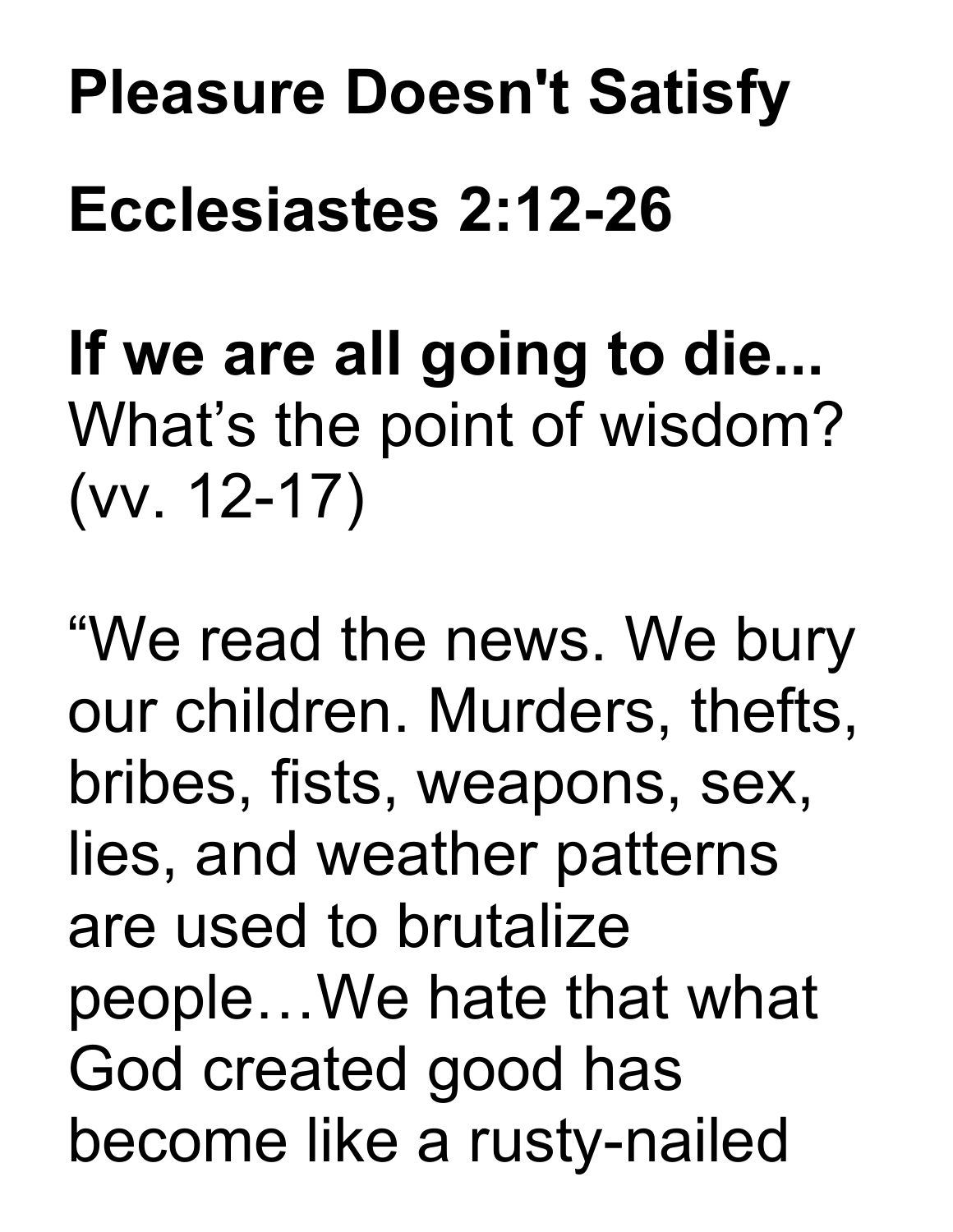**Pleasure Doesn't Satisfy**

**Ecclesiastes 2:12-26**

**If we are all going to die...** What's the point of wisdom? (vv. 12-17)

"We read the news. We bury our children. Murders, thefts, bribes, fists, weapons, sex, lies, and weather patterns are used to brutalize people…We hate that what God created good has become like a rusty-nailed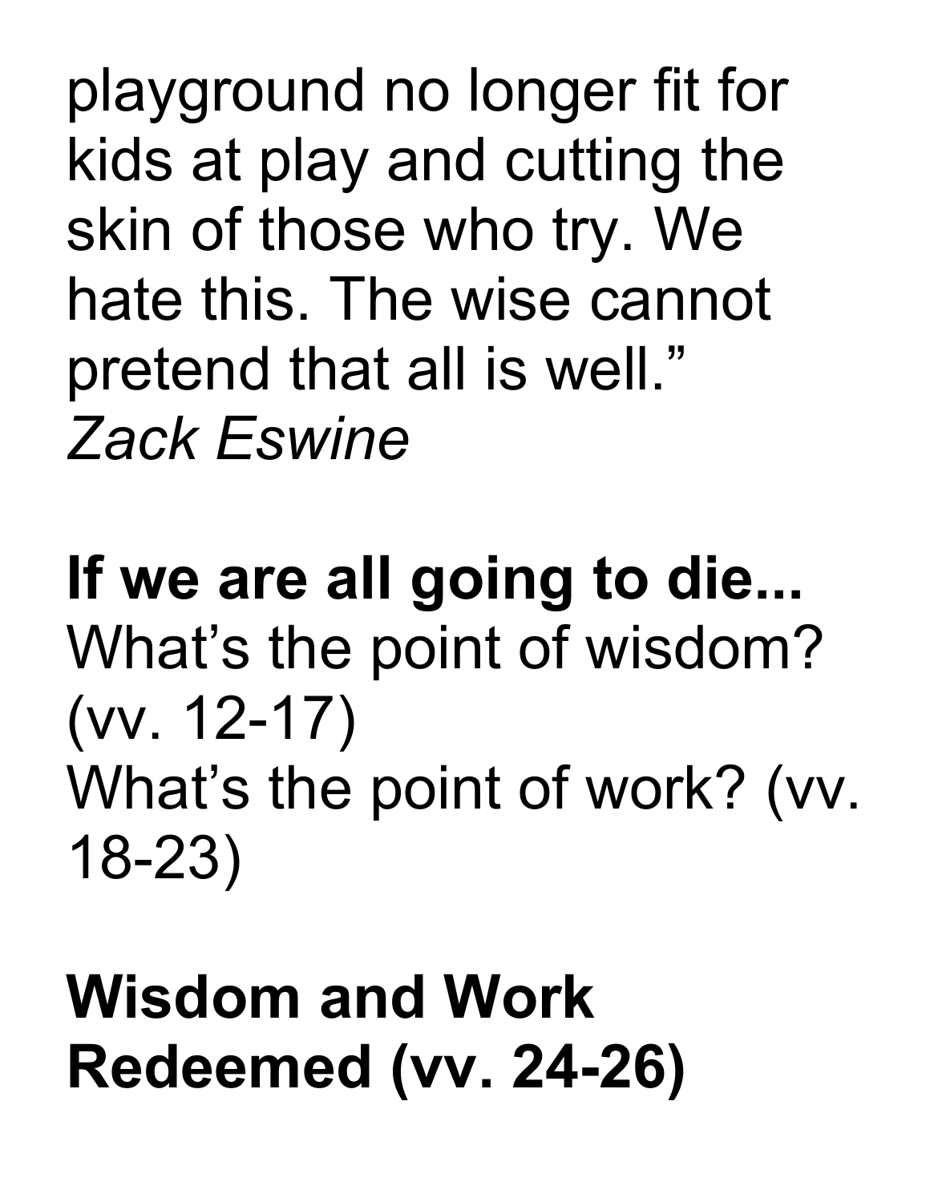playground no longer fit for kids at play and cutting the skin of those who try. We hate this. The wise cannot pretend that all is well."
*Zack Eswine*

**If we are all going to die...**
What's the point of wisdom? (vv. 12-17)
What's the point of work? (vv. 18-23)

**Wisdom and Work Redeemed (vv. 24-26)**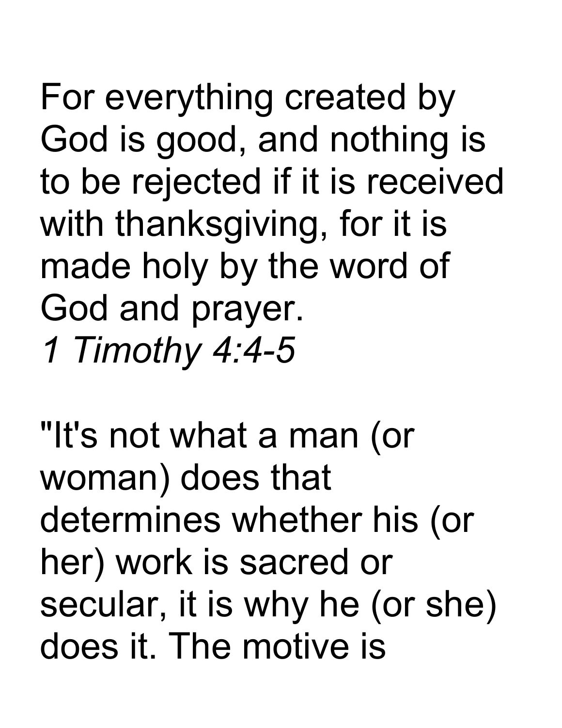For everything created by God is good, and nothing is to be rejected if it is received with thanksgiving, for it is made holy by the word of God and prayer.
*1 Timothy 4:4-5*

"It's not what a man (or woman) does that determines whether his (or her) work is sacred or secular, it is why he (or she) does it. The motive is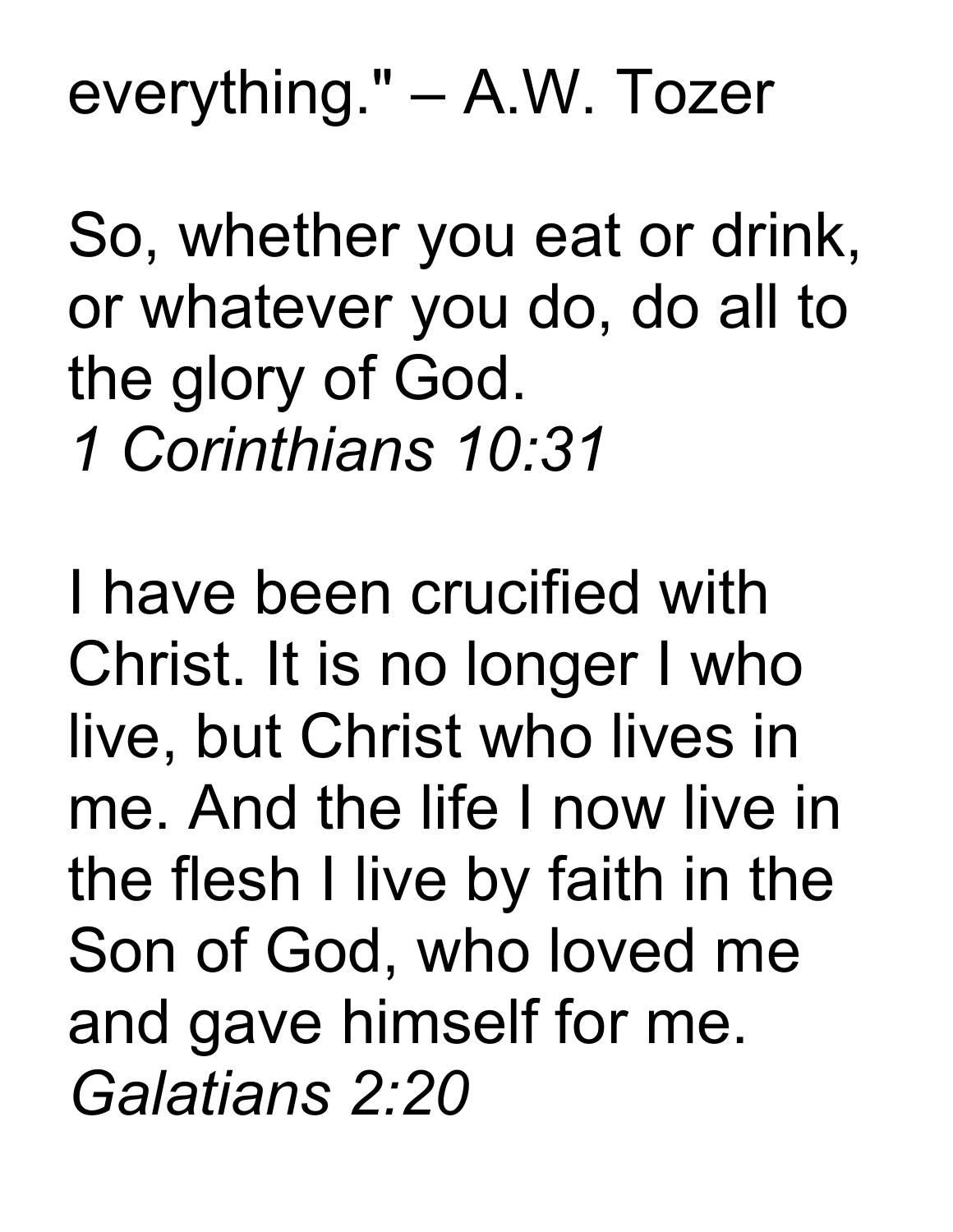everything." – A.W. Tozer

So, whether you eat or drink, or whatever you do, do all to the glory of God.
*1 Corinthians 10:31*

I have been crucified with Christ. It is no longer I who live, but Christ who lives in me. And the life I now live in the flesh I live by faith in the Son of God, who loved me and gave himself for me.
*Galatians 2:20*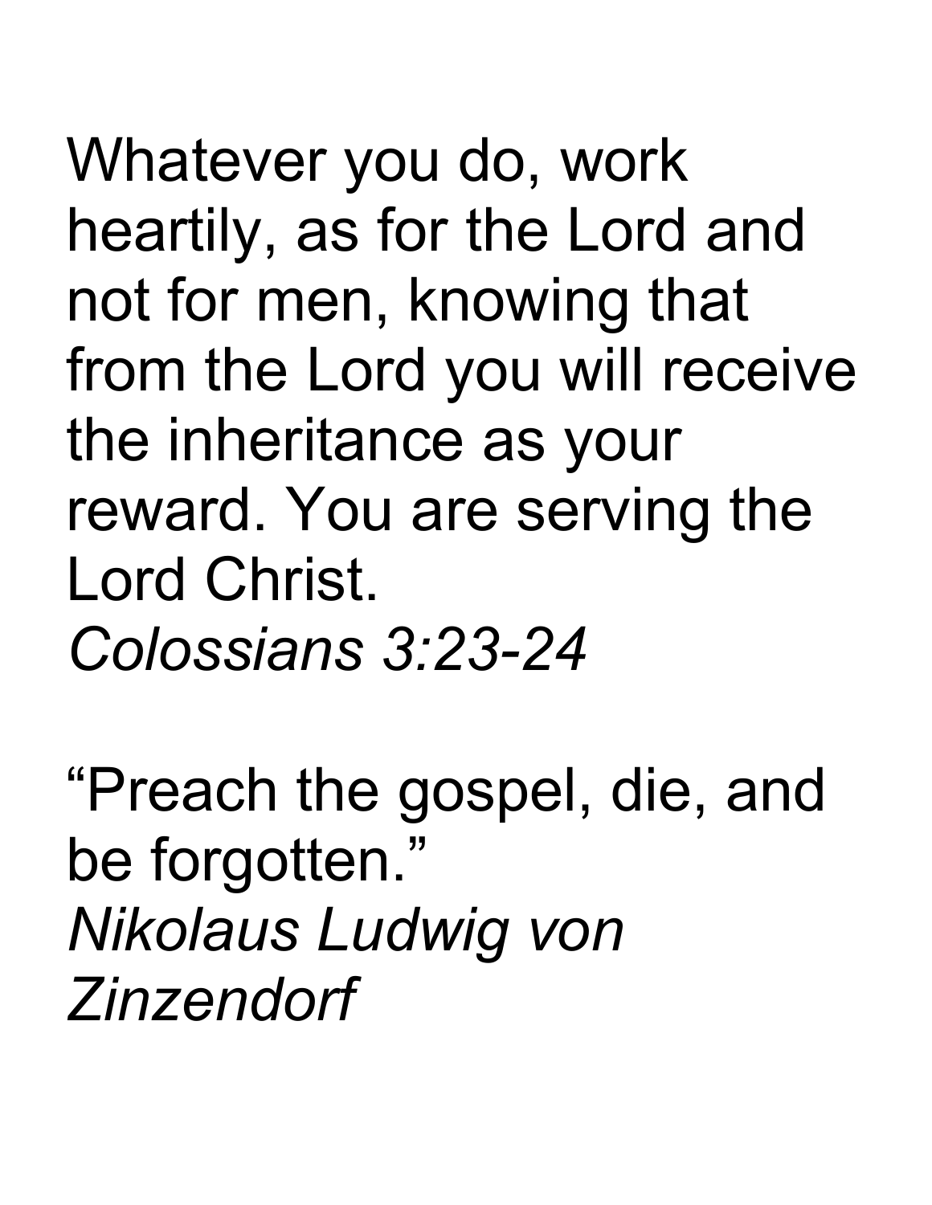Whatever you do, work heartily, as for the Lord and not for men, knowing that from the Lord you will receive the inheritance as your reward. You are serving the Lord Christ.
*Colossians 3:23-24*

"Preach the gospel, die, and be forgotten."
*Nikolaus Ludwig von Zinzendorf*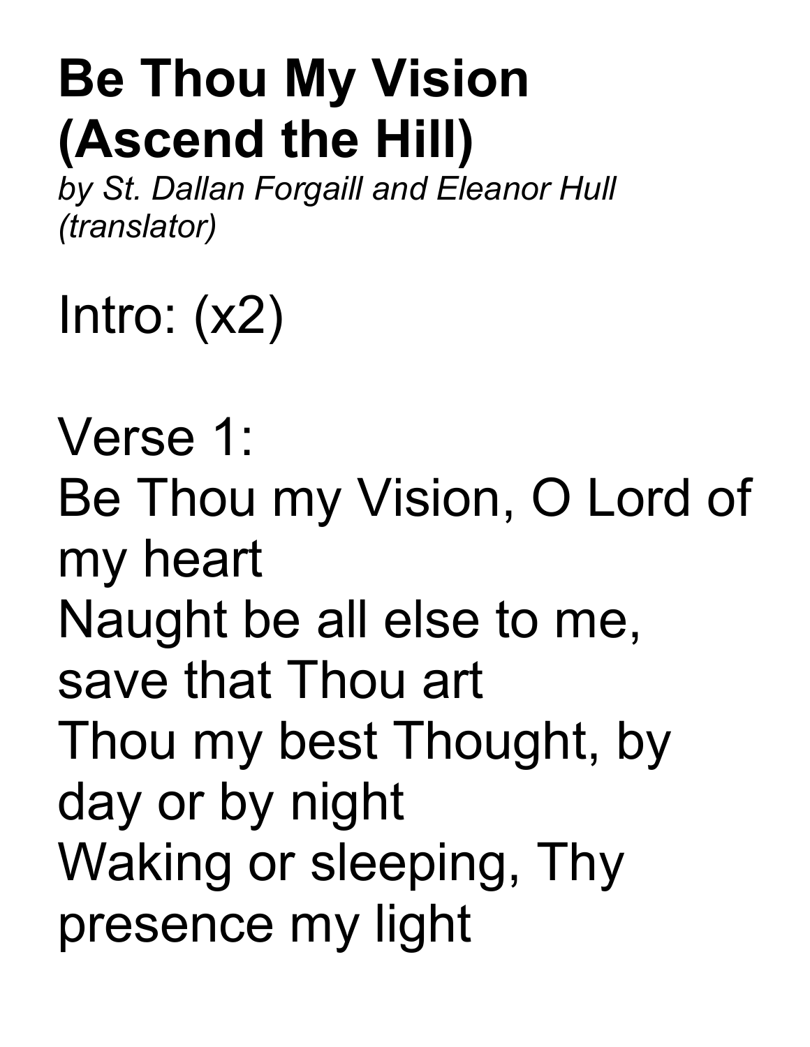# Be Thou My Vision (Ascend the Hill)

*by St. Dallan Forgaill and Eleanor Hull (translator)*

Intro: (x2)

Verse 1:
Be Thou my Vision, O Lord of my heart
Naught be all else to me, save that Thou art
Thou my best Thought, by day or by night
Waking or sleeping, Thy presence my light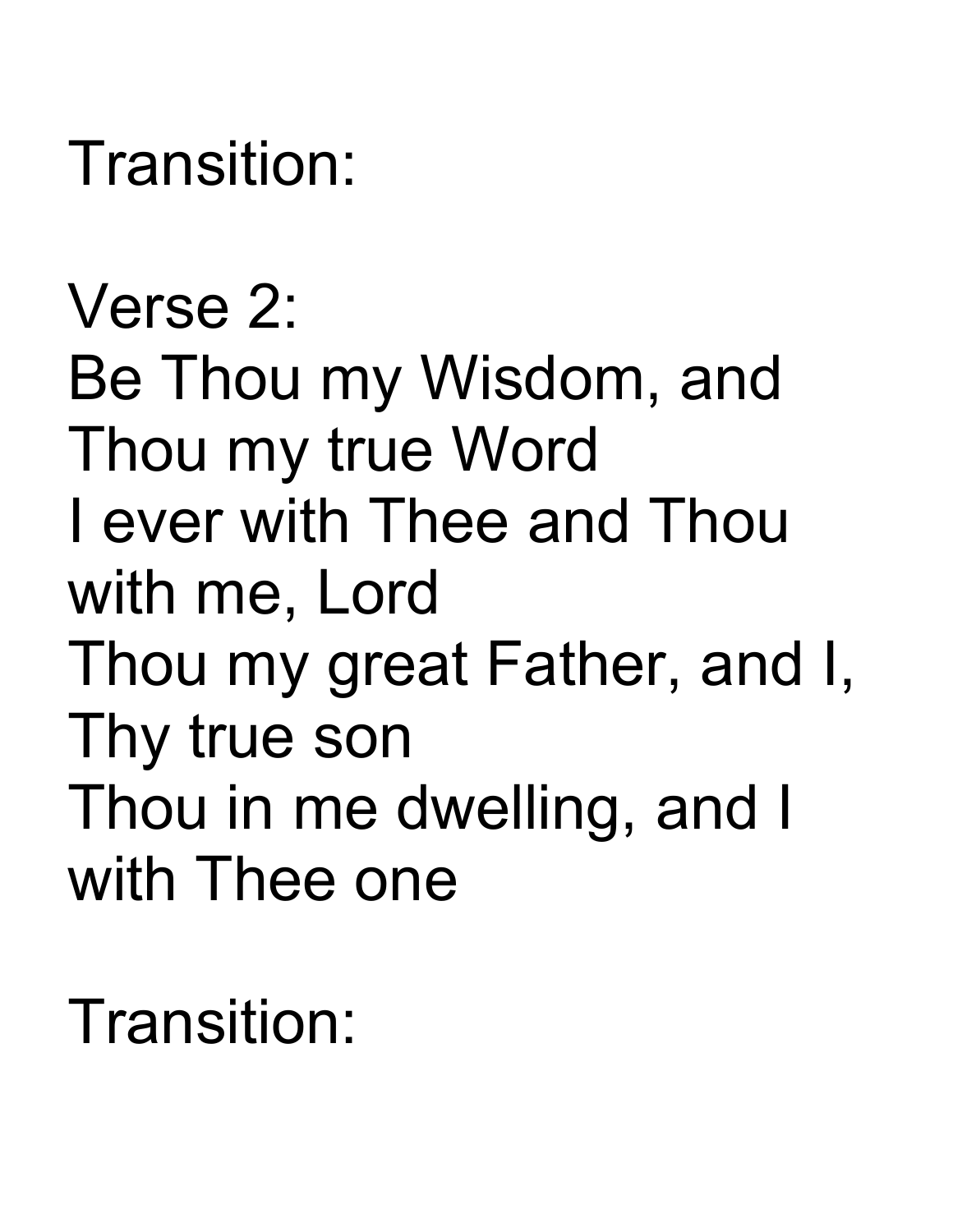Transition:

Verse 2:
Be Thou my Wisdom, and Thou my true Word
I ever with Thee and Thou with me, Lord
Thou my great Father, and I, Thy true son
Thou in me dwelling, and I with Thee one

Transition: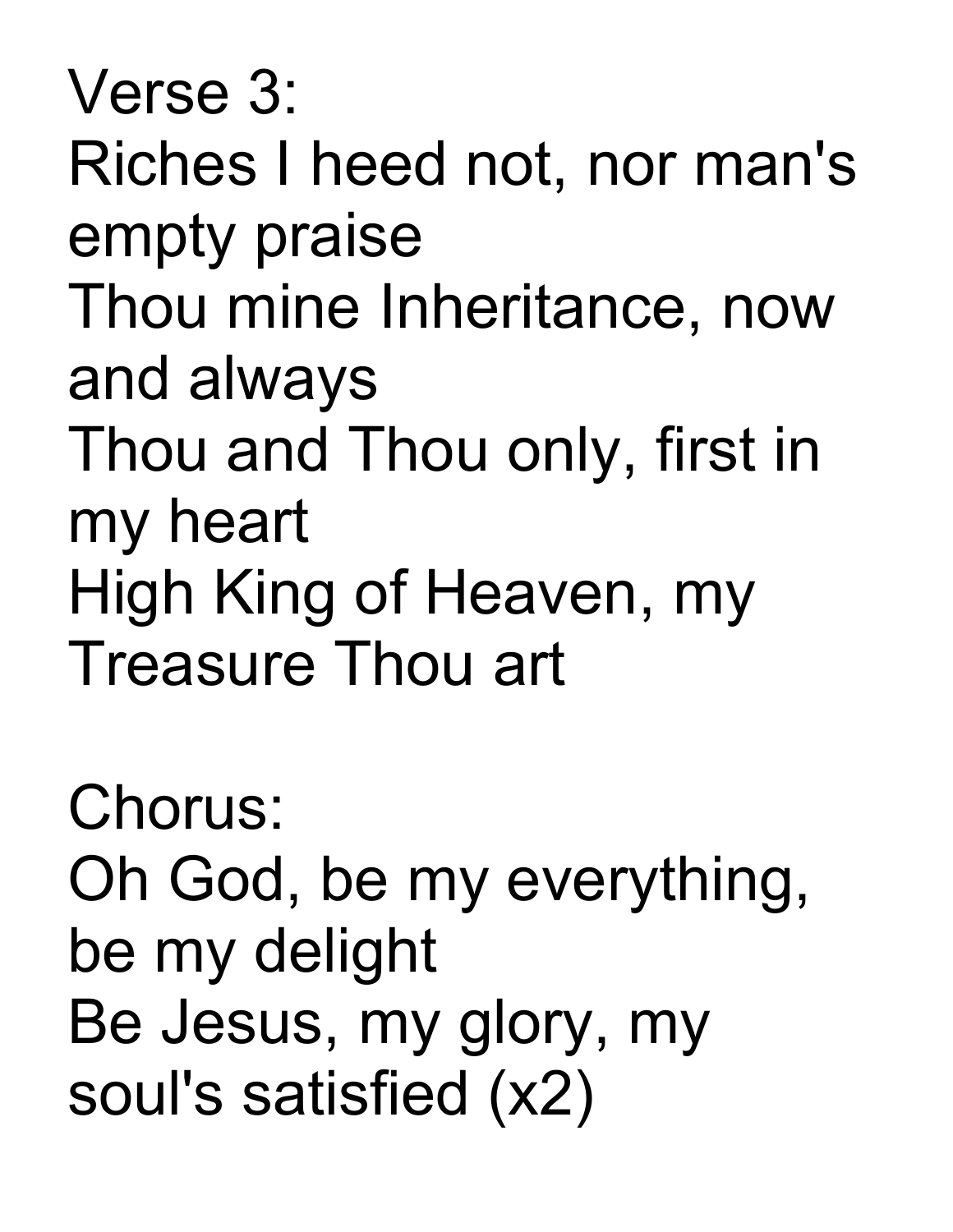Verse 3:
Riches I heed not, nor man's empty praise
Thou mine Inheritance, now and always
Thou and Thou only, first in my heart
High King of Heaven, my Treasure Thou art

Chorus:
Oh God, be my everything, be my delight
Be Jesus, my glory, my soul's satisfied (x2)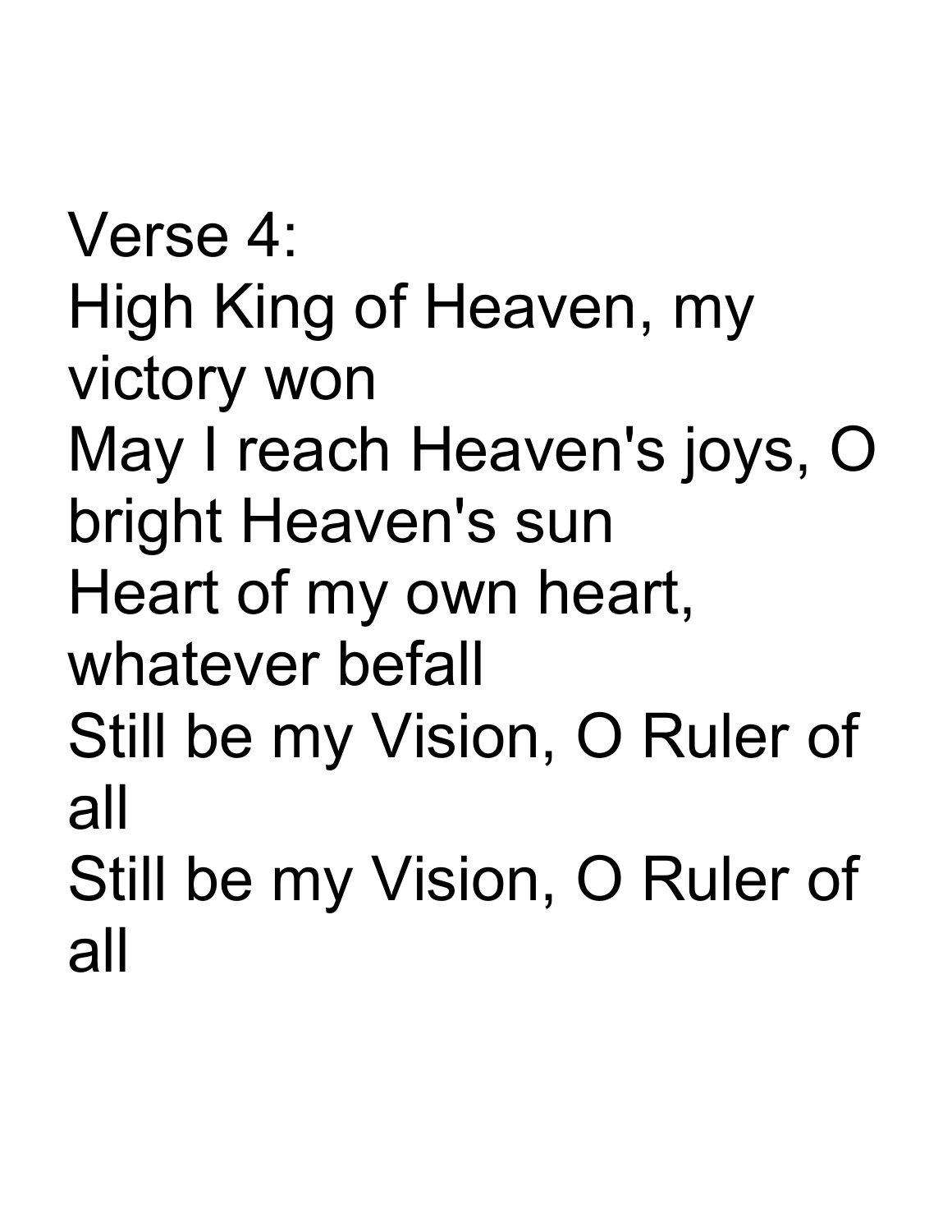Verse 4:
High King of Heaven, my victory won
May I reach Heaven's joys, O bright Heaven's sun
Heart of my own heart, whatever befall
Still be my Vision, O Ruler of all
Still be my Vision, O Ruler of all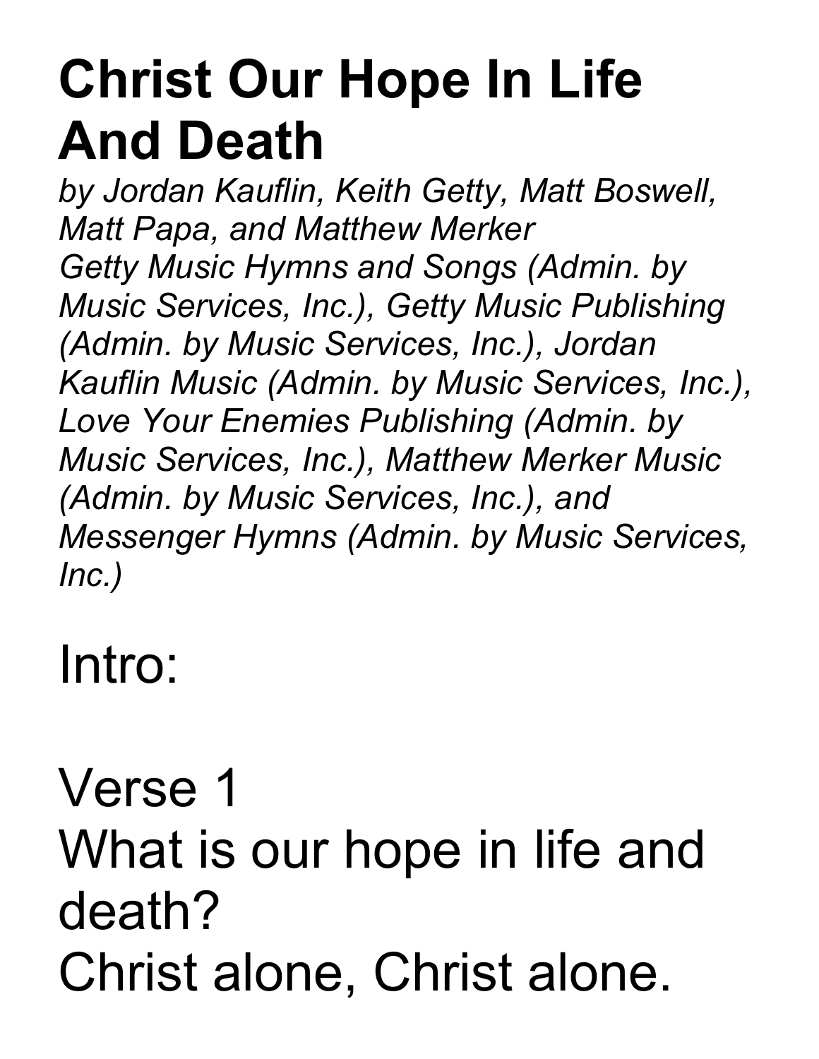# Christ Our Hope In Life And Death

*by Jordan Kauflin, Keith Getty, Matt Boswell, Matt Papa, and Matthew Merker*
*Getty Music Hymns and Songs (Admin. by Music Services, Inc.), Getty Music Publishing (Admin. by Music Services, Inc.), Jordan Kauflin Music (Admin. by Music Services, Inc.), Love Your Enemies Publishing (Admin. by Music Services, Inc.), Matthew Merker Music (Admin. by Music Services, Inc.), and Messenger Hymns (Admin. by Music Services, Inc.)*

Intro:

Verse 1
What is our hope in life and death?
Christ alone, Christ alone.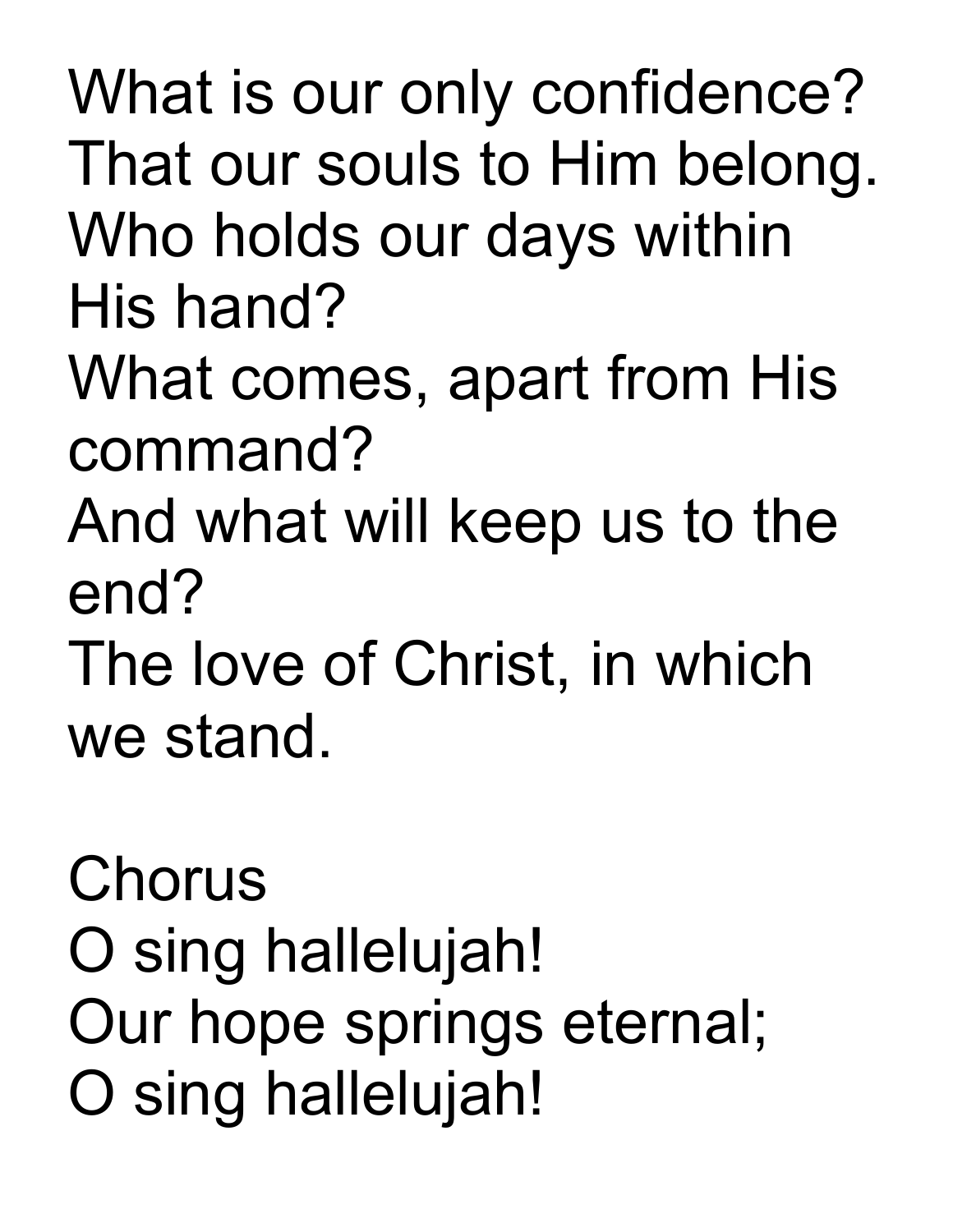What is our only confidence?
That our souls to Him belong.
Who holds our days within His hand?
What comes, apart from His command?
And what will keep us to the end?
The love of Christ, in which we stand.

Chorus
O sing hallelujah!
Our hope springs eternal;
O sing hallelujah!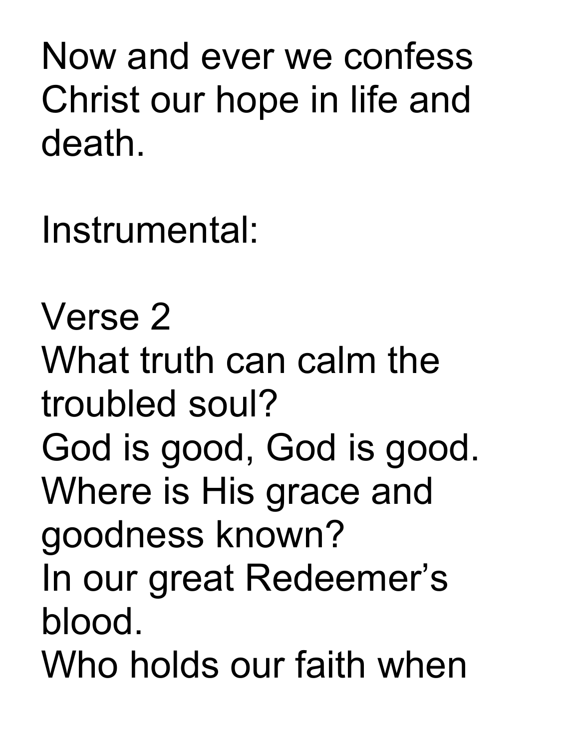Now and ever we confess
Christ our hope in life and death.

Instrumental:

Verse 2
What truth can calm the troubled soul?
God is good, God is good.
Where is His grace and goodness known?
In our great Redeemer’s blood.
Who holds our faith when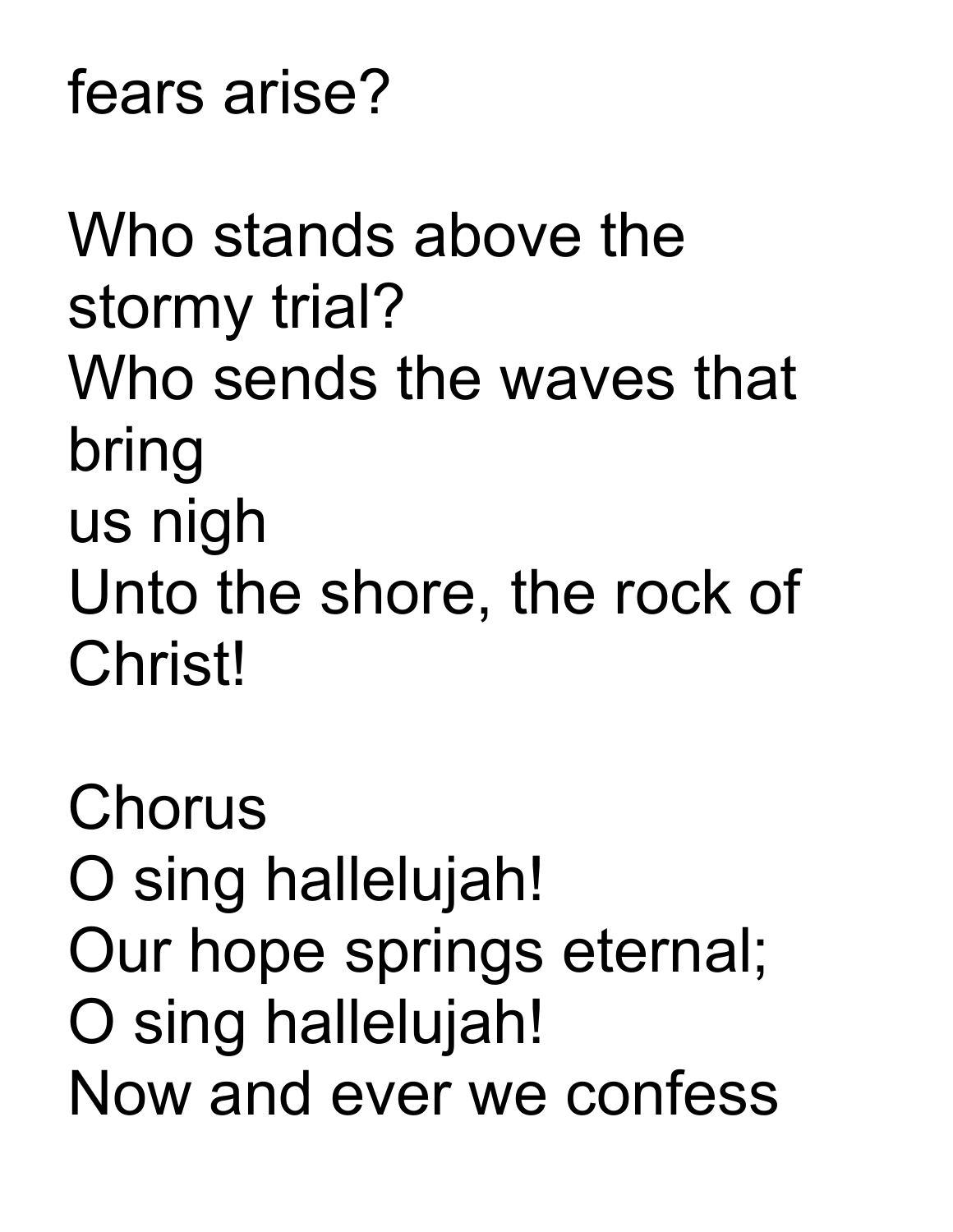fears arise?

Who stands above the
stormy trial?
Who sends the waves that
bring
us nigh
Unto the shore, the rock of
Christ!

Chorus
O sing hallelujah!
Our hope springs eternal;
O sing hallelujah!
Now and ever we confess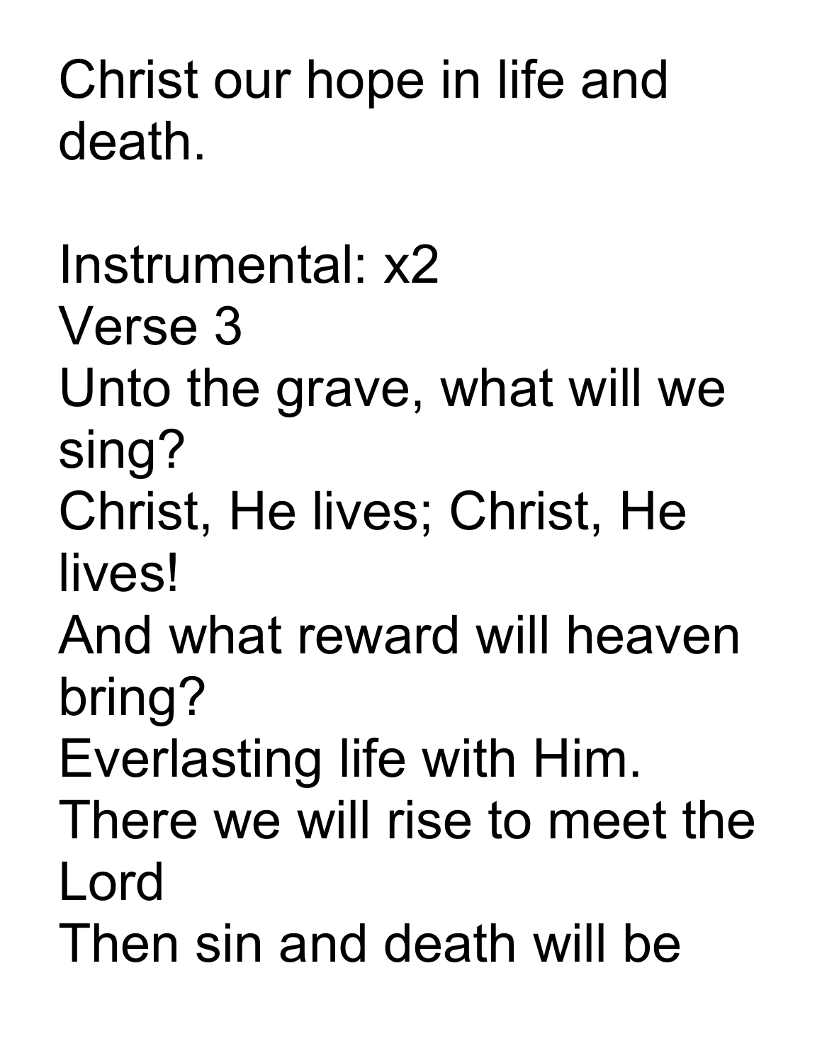Christ our hope in life and death.

Instrumental: x2

Verse 3

Unto the grave, what will we sing?
Christ, He lives; Christ, He lives!
And what reward will heaven bring?
Everlasting life with Him.
There we will rise to meet the Lord
Then sin and death will be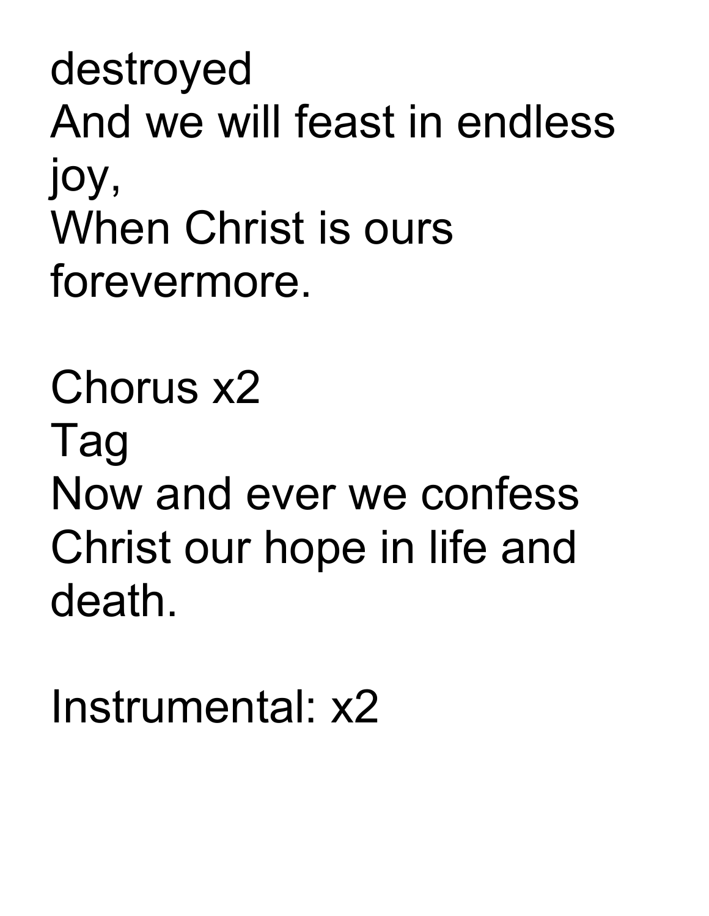destroyed
And we will feast in endless joy,
When Christ is ours forevermore.

Chorus x2
Tag
Now and ever we confess
Christ our hope in life and death.

Instrumental: x2